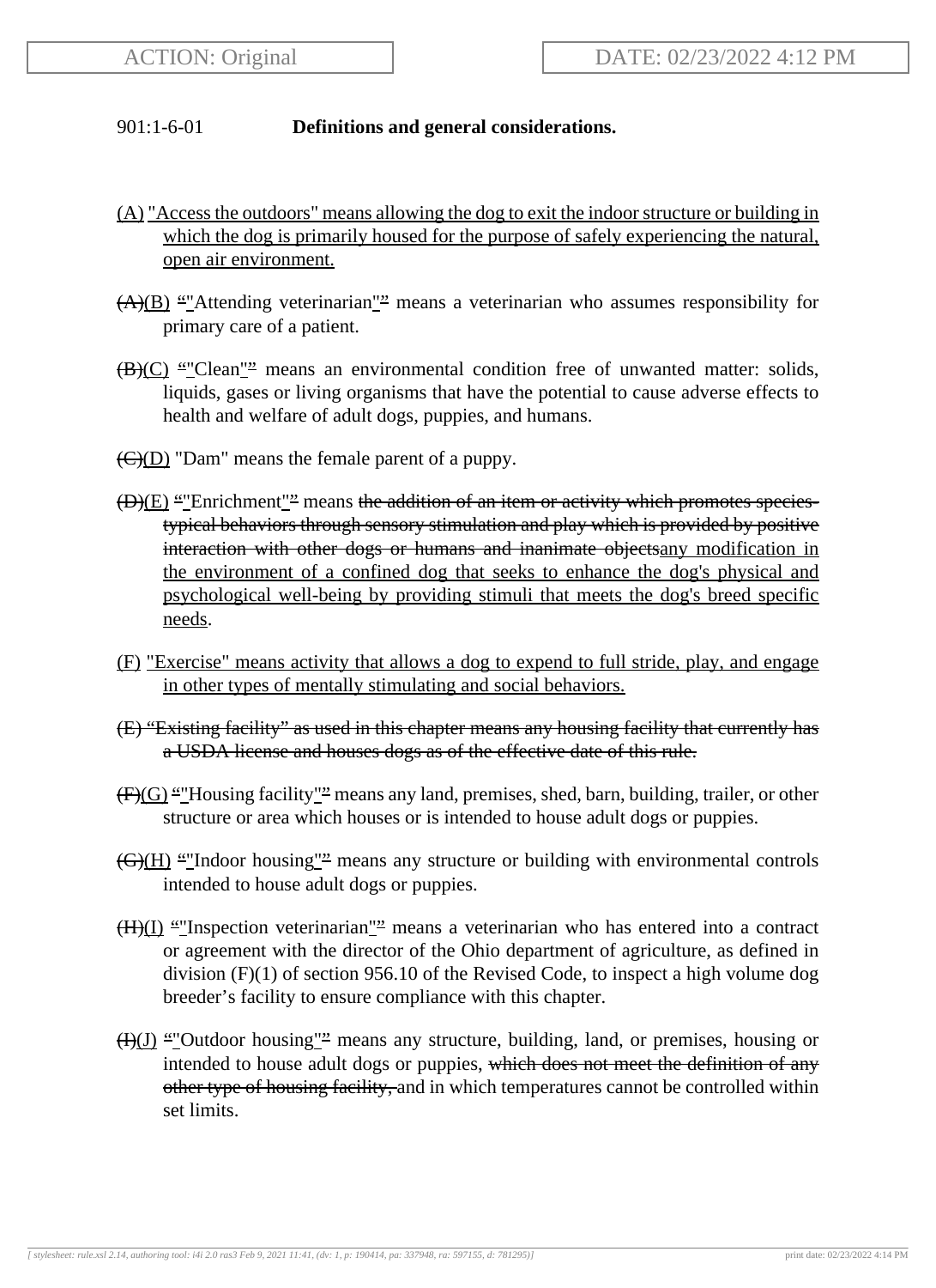ACTION: Original

DATE: 02/23/2022 4:12 PM

901:1-6-01 **Definitions and general considerations.**

(A) "Access the outdoors" means allowing the dog to exit the indoor structure or building in which the dog is primarily housed for the purpose of safely experiencing the natural, open air environment.

~~(A)~~(B) ~~“~~"Attending veterinarian"~~”~~ means a veterinarian who assumes responsibility for primary care of a patient.

~~(B)~~(C) ~~“~~"Clean"~~”~~ means an environmental condition free of unwanted matter: solids, liquids, gases or living organisms that have the potential to cause adverse effects to health and welfare of adult dogs, puppies, and humans.

~~(C)~~(D) "Dam" means the female parent of a puppy.

~~(D)~~(E) ~~“~~"Enrichment"~~”~~ means ~~the addition of an item or activity which promotes species-typical behaviors through sensory stimulation and play which is provided by positive interaction with other dogs or humans and inanimate objects~~any modification in the environment of a confined dog that seeks to enhance the dog's physical and psychological well-being by providing stimuli that meets the dog's breed specific needs.

(F) "Exercise" means activity that allows a dog to expend to full stride, play, and engage in other types of mentally stimulating and social behaviors.

~~(E) “Existing facility” as used in this chapter means any housing facility that currently has a USDA license and houses dogs as of the effective date of this rule.~~

~~(F)~~(G) ~~“~~"Housing facility"~~”~~ means any land, premises, shed, barn, building, trailer, or other structure or area which houses or is intended to house adult dogs or puppies.

~~(G)~~(H) ~~“~~"Indoor housing"~~”~~ means any structure or building with environmental controls intended to house adult dogs or puppies.

~~(H)~~(I) ~~“~~"Inspection veterinarian"~~”~~ means a veterinarian who has entered into a contract or agreement with the director of the Ohio department of agriculture, as defined in division (F)(1) of section 956.10 of the Revised Code, to inspect a high volume dog breeder’s facility to ensure compliance with this chapter.

~~(I)~~(J) ~~“~~"Outdoor housing"~~”~~ means any structure, building, land, or premises, housing or intended to house adult dogs or puppies, ~~which does not meet the definition of any other type of housing facility,~~ and in which temperatures cannot be controlled within set limits.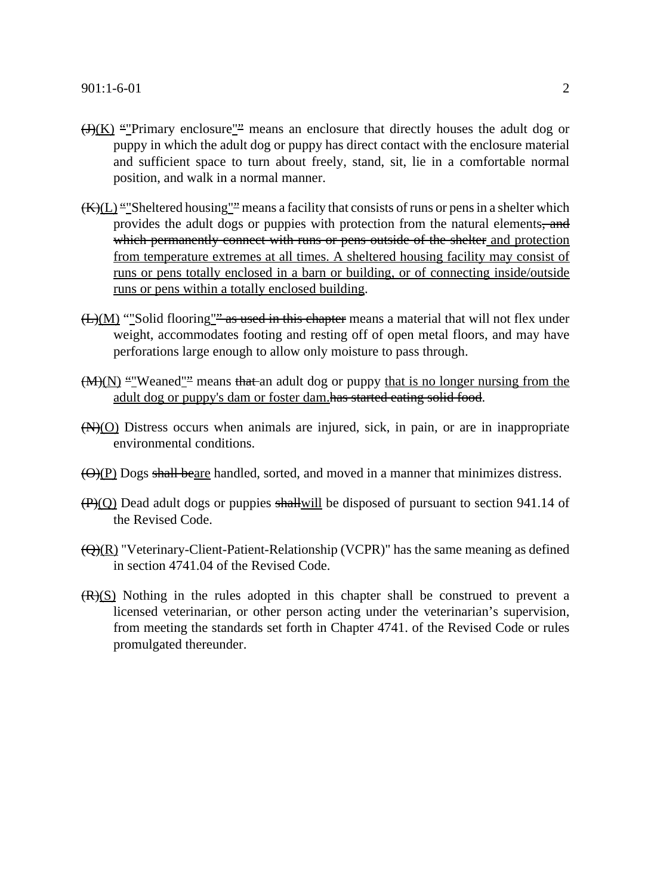(J)(K) “"Primary enclosure"” means an enclosure that directly houses the adult dog or puppy in which the adult dog or puppy has direct contact with the enclosure material and sufficient space to turn about freely, stand, sit, lie in a comfortable normal position, and walk in a normal manner.

(K)(L) “"Sheltered housing"” means a facility that consists of runs or pens in a shelter which provides the adult dogs or puppies with protection from the natural elements, and which permanently connect with runs or pens outside of the shelter and protection from temperature extremes at all times. A sheltered housing facility may consist of runs or pens totally enclosed in a barn or building, or of connecting inside/outside runs or pens within a totally enclosed building.

(L)(M) “"Solid flooring"” as used in this chapter means a material that will not flex under weight, accommodates footing and resting off of open metal floors, and may have perforations large enough to allow only moisture to pass through.

(M)(N) “"Weaned"” means that an adult dog or puppy that is no longer nursing from the adult dog or puppy's dam or foster dam.has started eating solid food.

(N)(O) Distress occurs when animals are injured, sick, in pain, or are in inappropriate environmental conditions.

(O)(P) Dogs shall beare handled, sorted, and moved in a manner that minimizes distress.

(P)(Q) Dead adult dogs or puppies shallwill be disposed of pursuant to section 941.14 of the Revised Code.

(Q)(R) "Veterinary-Client-Patient-Relationship (VCPR)" has the same meaning as defined in section 4741.04 of the Revised Code.

(R)(S) Nothing in the rules adopted in this chapter shall be construed to prevent a licensed veterinarian, or other person acting under the veterinarian’s supervision, from meeting the standards set forth in Chapter 4741. of the Revised Code or rules promulgated thereunder.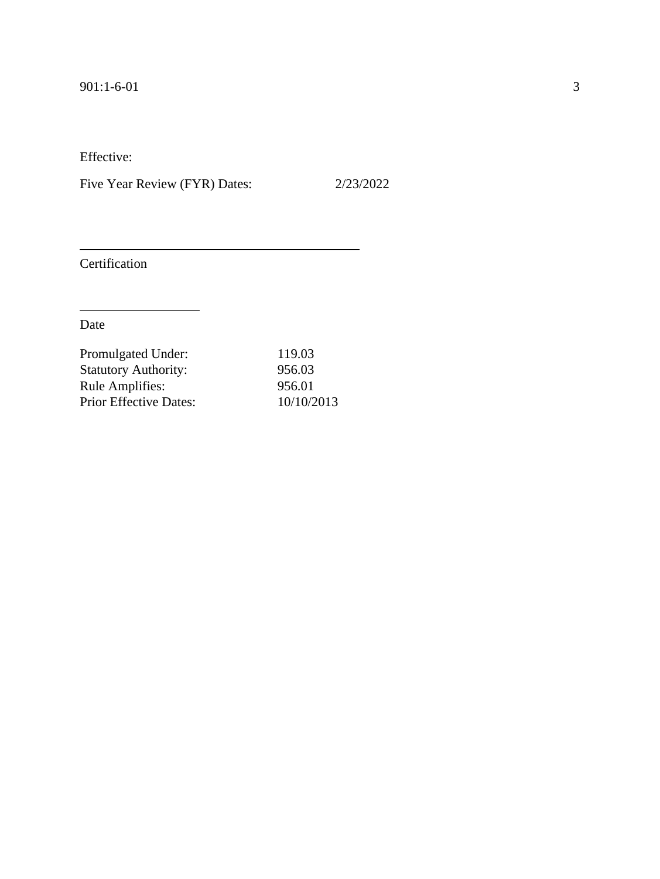Effective:

Five Year Review (FYR) Dates: 2/23/2022

\_\_\_\_\_\_\_\_\_\_\_\_\_\_\_\_\_\_\_\_\_\_\_\_\_\_\_\_\_\_\_\_\_\_\_\_\_\_\_\_

Certification

\_\_\_\_\_\_\_\_\_\_\_\_\_\_\_\_\_\_

Date

| | |
|---|---|
| Promulgated Under: | 119.03 |
| Statutory Authority: | 956.03 |
| Rule Amplifies: | 956.01 |
| Prior Effective Dates: | 10/10/2013 |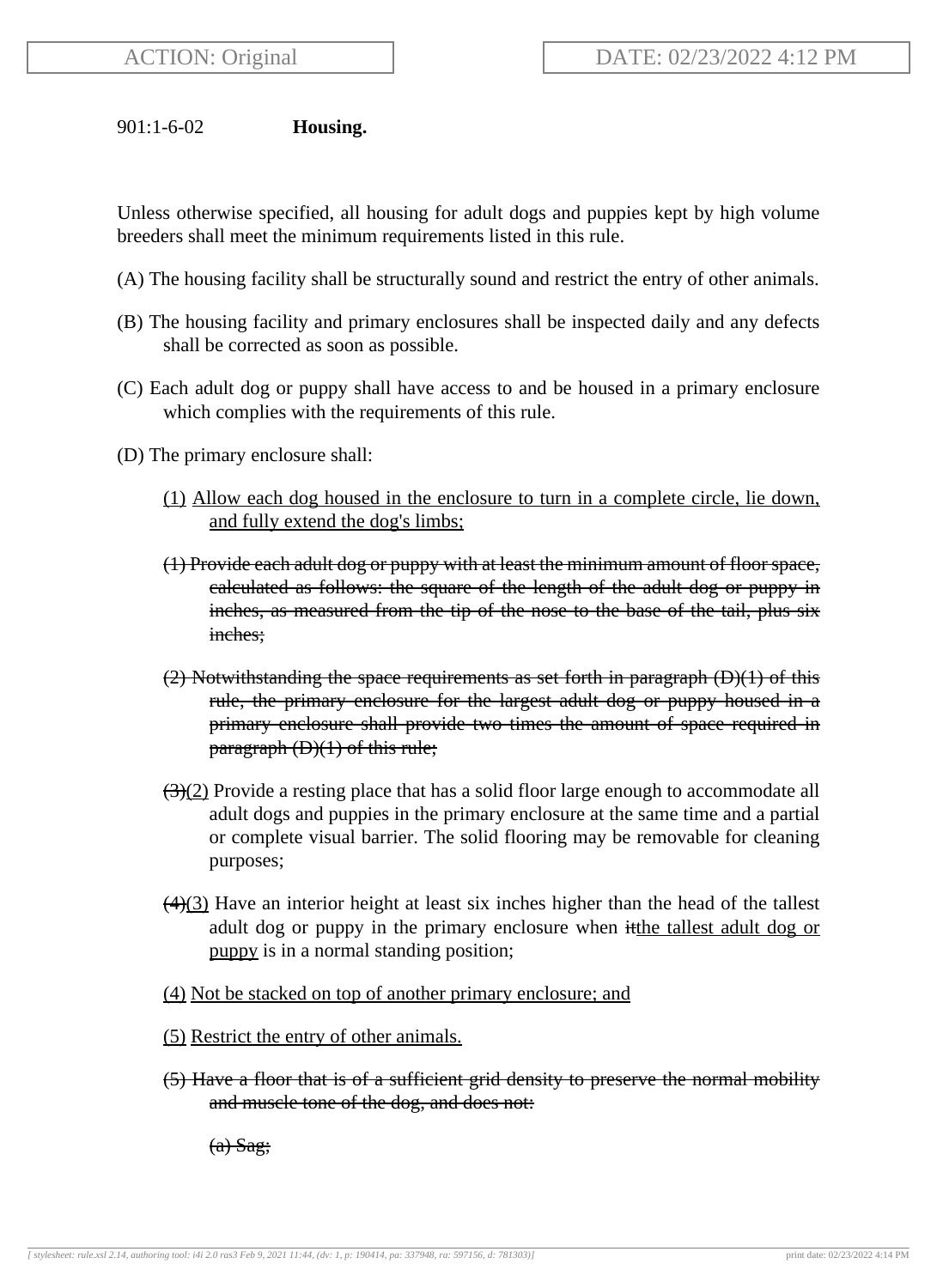ACTION: Original

DATE: 02/23/2022 4:12 PM

901:1-6-02 **Housing.**

Unless otherwise specified, all housing for adult dogs and puppies kept by high volume breeders shall meet the minimum requirements listed in this rule.

(A) The housing facility shall be structurally sound and restrict the entry of other animals.

(B) The housing facility and primary enclosures shall be inspected daily and any defects shall be corrected as soon as possible.

(C) Each adult dog or puppy shall have access to and be housed in a primary enclosure which complies with the requirements of this rule.

(D) The primary enclosure shall:

<u>(1) Allow each dog housed in the enclosure to turn in a complete circle, lie down, and fully extend the dog's limbs;</u>

~~(1) Provide each adult dog or puppy with at least the minimum amount of floor space, calculated as follows: the square of the length of the adult dog or puppy in inches, as measured from the tip of the nose to the base of the tail, plus six inches;~~

~~(2) Notwithstanding the space requirements as set forth in paragraph (D)(1) of this rule, the primary enclosure for the largest adult dog or puppy housed in a primary enclosure shall provide two times the amount of space required in paragraph (D)(1) of this rule;~~

~~(3)~~<u>(2)</u> Provide a resting place that has a solid floor large enough to accommodate all adult dogs and puppies in the primary enclosure at the same time and a partial or complete visual barrier. The solid flooring may be removable for cleaning purposes;

~~(4)~~<u>(3)</u> Have an interior height at least six inches higher than the head of the tallest adult dog or puppy in the primary enclosure when ~~it~~<u>the tallest adult dog or puppy</u> is in a normal standing position;

<u>(4) Not be stacked on top of another primary enclosure; and</u>

<u>(5) Restrict the entry of other animals.</u>

~~(5) Have a floor that is of a sufficient grid density to preserve the normal mobility and muscle tone of the dog, and does not:~~

~~(a) Sag;~~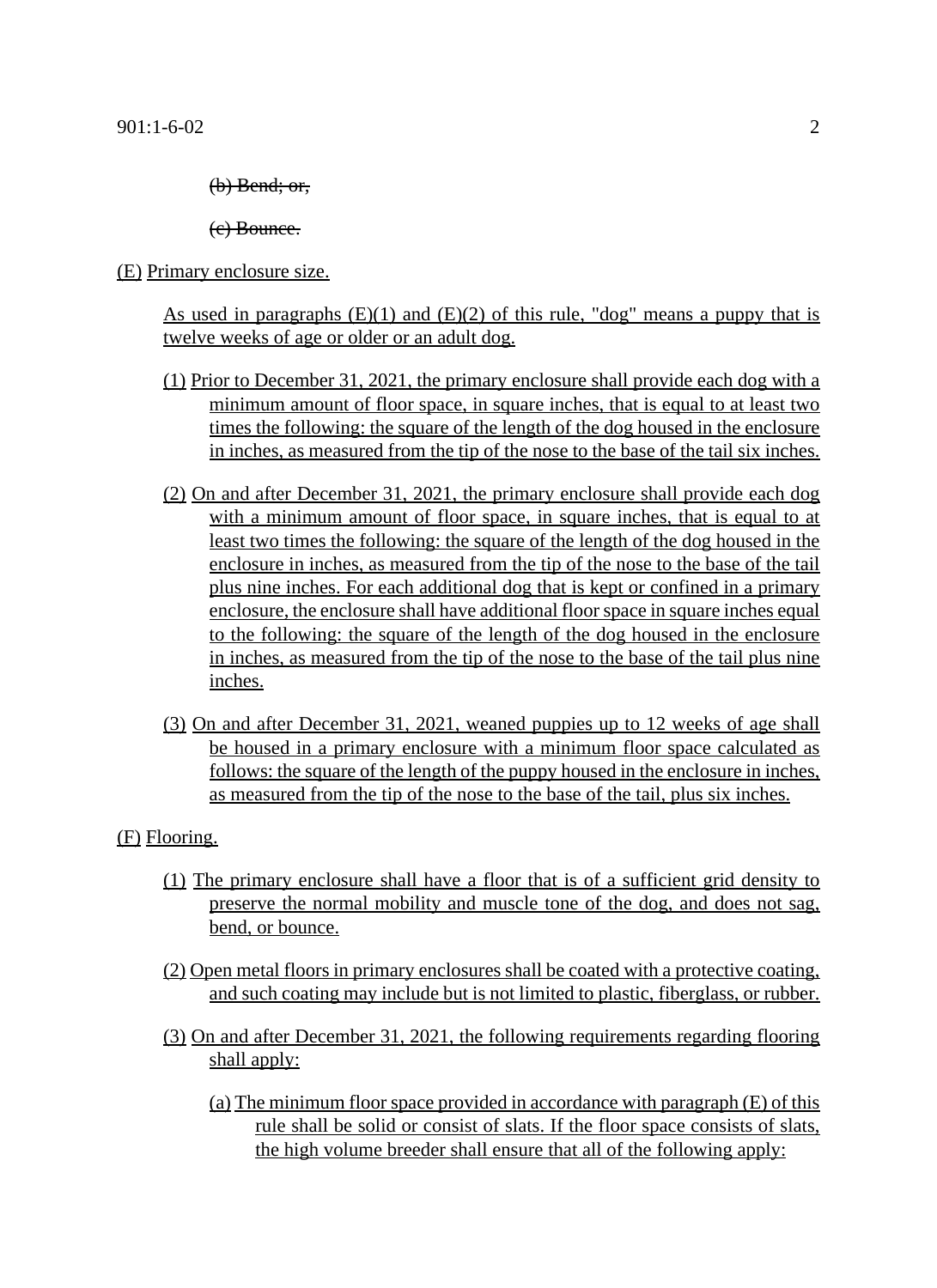~~(b) Bend; or,~~

~~(c) Bounce.~~

(E) Primary enclosure size.

As used in paragraphs (E)(1) and (E)(2) of this rule, "dog" means a puppy that is twelve weeks of age or older or an adult dog.

(1) Prior to December 31, 2021, the primary enclosure shall provide each dog with a minimum amount of floor space, in square inches, that is equal to at least two times the following: the square of the length of the dog housed in the enclosure in inches, as measured from the tip of the nose to the base of the tail six inches.

(2) On and after December 31, 2021, the primary enclosure shall provide each dog with a minimum amount of floor space, in square inches, that is equal to at least two times the following: the square of the length of the dog housed in the enclosure in inches, as measured from the tip of the nose to the base of the tail plus nine inches. For each additional dog that is kept or confined in a primary enclosure, the enclosure shall have additional floor space in square inches equal to the following: the square of the length of the dog housed in the enclosure in inches, as measured from the tip of the nose to the base of the tail plus nine inches.

(3) On and after December 31, 2021, weaned puppies up to 12 weeks of age shall be housed in a primary enclosure with a minimum floor space calculated as follows: the square of the length of the puppy housed in the enclosure in inches, as measured from the tip of the nose to the base of the tail, plus six inches.

(F) Flooring.

(1) The primary enclosure shall have a floor that is of a sufficient grid density to preserve the normal mobility and muscle tone of the dog, and does not sag, bend, or bounce.

(2) Open metal floors in primary enclosures shall be coated with a protective coating, and such coating may include but is not limited to plastic, fiberglass, or rubber.

(3) On and after December 31, 2021, the following requirements regarding flooring shall apply:

(a) The minimum floor space provided in accordance with paragraph (E) of this rule shall be solid or consist of slats. If the floor space consists of slats, the high volume breeder shall ensure that all of the following apply: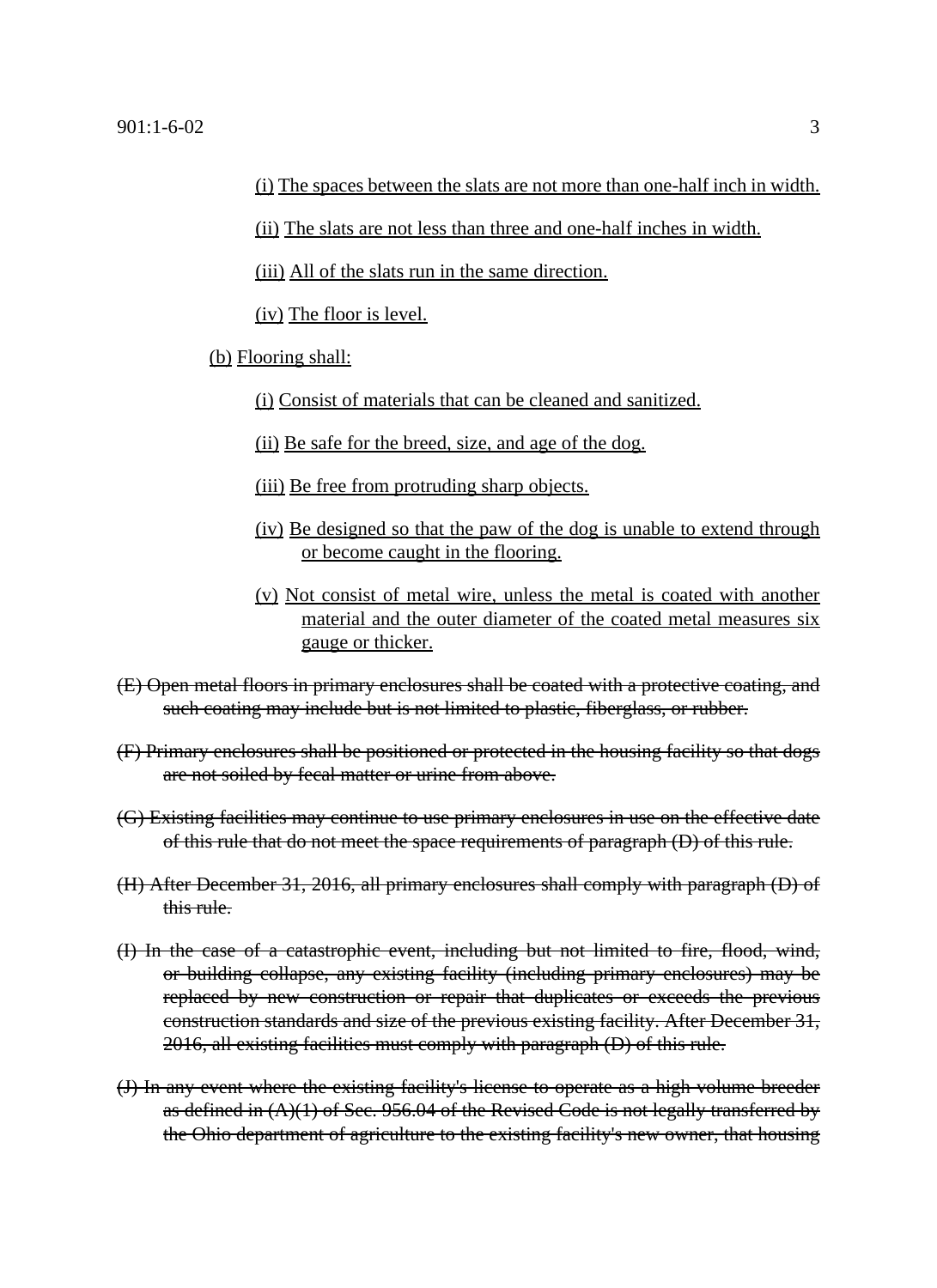(i) The spaces between the slats are not more than one-half inch in width.

(ii) The slats are not less than three and one-half inches in width.

(iii) All of the slats run in the same direction.

(iv) The floor is level.

(b) Flooring shall:

(i) Consist of materials that can be cleaned and sanitized.

(ii) Be safe for the breed, size, and age of the dog.

(iii) Be free from protruding sharp objects.

(iv) Be designed so that the paw of the dog is unable to extend through or become caught in the flooring.

(v) Not consist of metal wire, unless the metal is coated with another material and the outer diameter of the coated metal measures six gauge or thicker.

~~(E) Open metal floors in primary enclosures shall be coated with a protective coating, and such coating may include but is not limited to plastic, fiberglass, or rubber.~~

~~(F) Primary enclosures shall be positioned or protected in the housing facility so that dogs are not soiled by fecal matter or urine from above.~~

~~(G) Existing facilities may continue to use primary enclosures in use on the effective date of this rule that do not meet the space requirements of paragraph (D) of this rule.~~

~~(H) After December 31, 2016, all primary enclosures shall comply with paragraph (D) of this rule.~~

~~(I) In the case of a catastrophic event, including but not limited to fire, flood, wind, or building collapse, any existing facility (including primary enclosures) may be replaced by new construction or repair that duplicates or exceeds the previous construction standards and size of the previous existing facility. After December 31, 2016, all existing facilities must comply with paragraph (D) of this rule.~~

~~(J) In any event where the existing facility's license to operate as a high volume breeder as defined in (A)(1) of Sec. 956.04 of the Revised Code is not legally transferred by the Ohio department of agriculture to the existing facility's new owner, that housing~~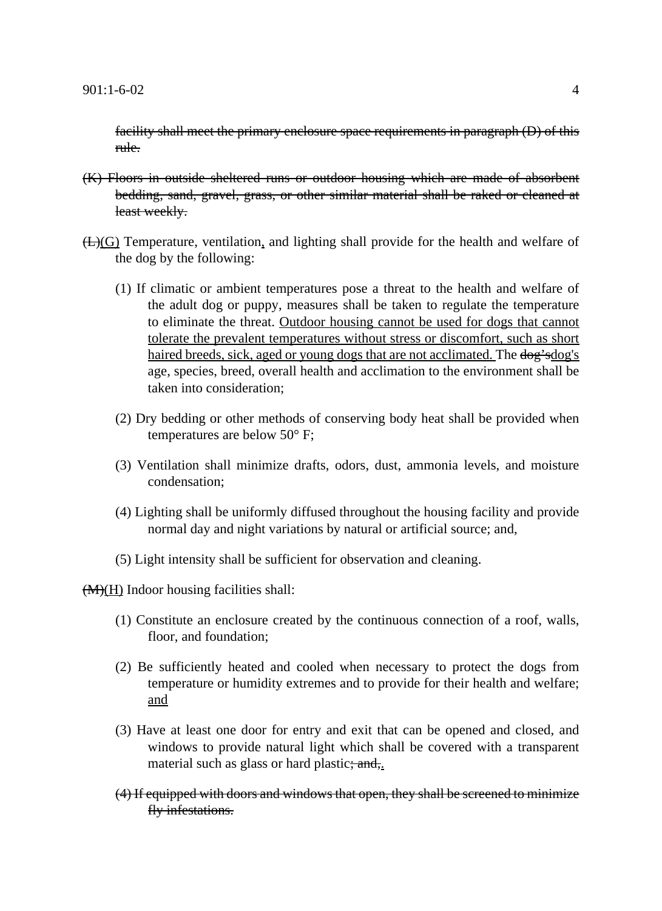~~facility shall meet the primary enclosure space requirements in paragraph (D) of this rule.~~

~~(K) Floors in outside sheltered runs or outdoor housing which are made of absorbent bedding, sand, gravel, grass, or other similar material shall be raked or cleaned at least weekly.~~

~~(L)~~<u>(G)</u> Temperature, ventilation<u>,</u> and lighting shall provide for the health and welfare of the dog by the following:

(1) If climatic or ambient temperatures pose a threat to the health and welfare of the adult dog or puppy, measures shall be taken to regulate the temperature to eliminate the threat. <u>Outdoor housing cannot be used for dogs that cannot tolerate the prevalent temperatures without stress or discomfort, such as short haired breeds, sick, aged or young dogs that are not acclimated.</u> The ~~dog's~~<u>dog's</u> age, species, breed, overall health and acclimation to the environment shall be taken into consideration;

(2) Dry bedding or other methods of conserving body heat shall be provided when temperatures are below 50° F;

(3) Ventilation shall minimize drafts, odors, dust, ammonia levels, and moisture condensation;

(4) Lighting shall be uniformly diffused throughout the housing facility and provide normal day and night variations by natural or artificial source; and,

(5) Light intensity shall be sufficient for observation and cleaning.

~~(M)~~<u>(H)</u> Indoor housing facilities shall:

(1) Constitute an enclosure created by the continuous connection of a roof, walls, floor, and foundation;

(2) Be sufficiently heated and cooled when necessary to protect the dogs from temperature or humidity extremes and to provide for their health and welfare; <u>and</u>

(3) Have at least one door for entry and exit that can be opened and closed, and windows to provide natural light which shall be covered with a transparent material such as glass or hard plastic~~; and,~~<u>.</u>

~~(4) If equipped with doors and windows that open, they shall be screened to minimize fly infestations.~~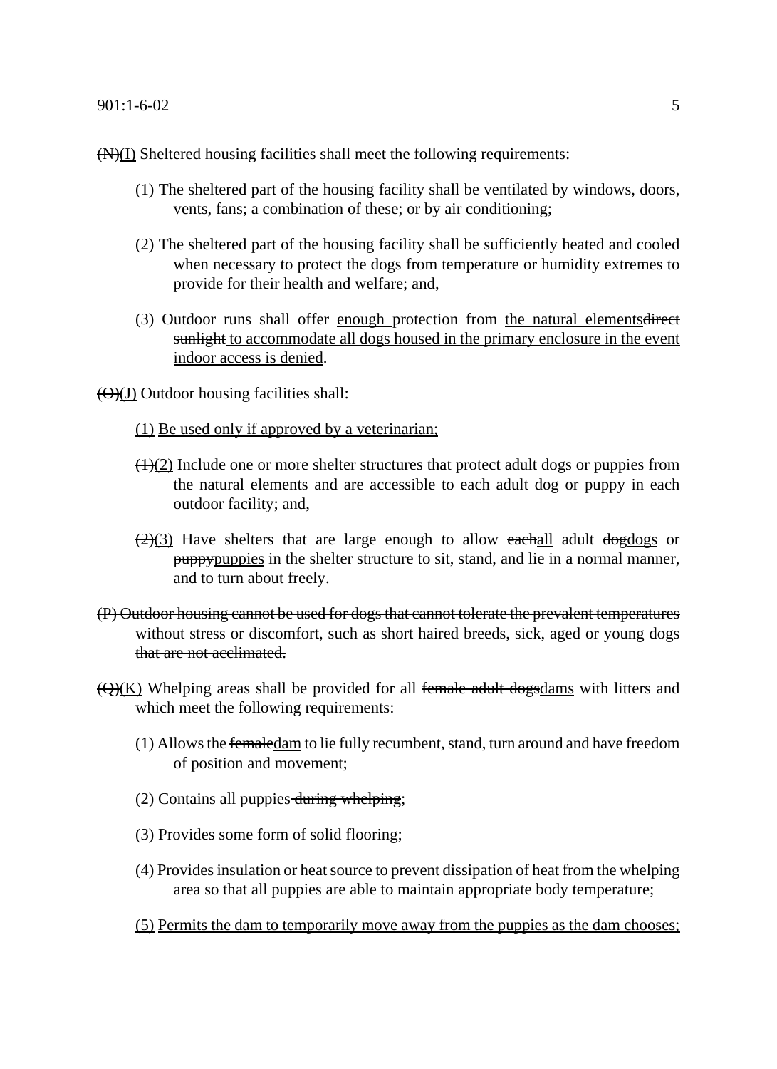~~(N)~~<u>(I)</u> Sheltered housing facilities shall meet the following requirements:

(1) The sheltered part of the housing facility shall be ventilated by windows, doors, vents, fans; a combination of these; or by air conditioning;

(2) The sheltered part of the housing facility shall be sufficiently heated and cooled when necessary to protect the dogs from temperature or humidity extremes to provide for their health and welfare; and,

(3) Outdoor runs shall offer <u>enough</u> protection from <u>the natural elements</u>~~direct sunlight~~<u> to accommodate all dogs housed in the primary enclosure in the event indoor access is denied</u>.

~~(O)~~<u>(J)</u> Outdoor housing facilities shall:

<u>(1) Be used only if approved by a veterinarian;</u>

~~(1)~~<u>(2)</u> Include one or more shelter structures that protect adult dogs or puppies from the natural elements and are accessible to each adult dog or puppy in each outdoor facility; and,

~~(2)~~<u>(3)</u> Have shelters that are large enough to allow ~~each~~<u>all</u> adult ~~dog~~<u>dogs</u> or ~~puppy~~<u>puppies</u> in the shelter structure to sit, stand, and lie in a normal manner, and to turn about freely.

~~(P) Outdoor housing cannot be used for dogs that cannot tolerate the prevalent temperatures without stress or discomfort, such as short haired breeds, sick, aged or young dogs that are not acclimated.~~

~~(Q)~~<u>(K)</u> Whelping areas shall be provided for all ~~female adult dogs~~<u>dams</u> with litters and which meet the following requirements:

(1) Allows the ~~female~~<u>dam</u> to lie fully recumbent, stand, turn around and have freedom of position and movement;

(2) Contains all puppies~~ during whelping~~;

(3) Provides some form of solid flooring;

(4) Provides insulation or heat source to prevent dissipation of heat from the whelping area so that all puppies are able to maintain appropriate body temperature;

<u>(5) Permits the dam to temporarily move away from the puppies as the dam chooses;</u>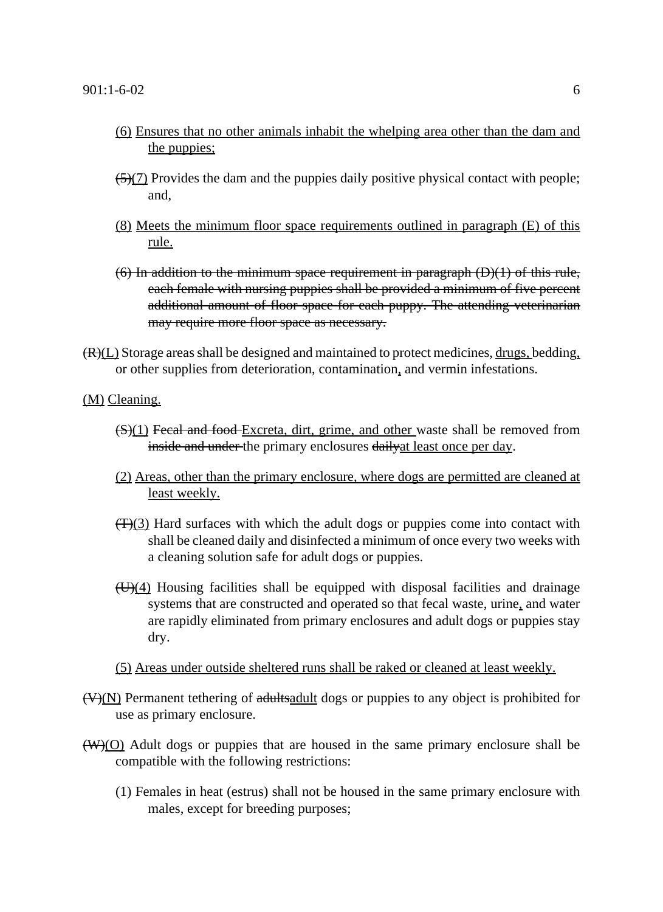(6) <u>Ensures that no other animals inhabit the whelping area other than the dam and the puppies;</u>

~~(5)~~<u>(7)</u> Provides the dam and the puppies daily positive physical contact with people; and,

<u>(8)</u> <u>Meets the minimum floor space requirements outlined in paragraph (E) of this rule.</u>

~~(6) In addition to the minimum space requirement in paragraph (D)(1) of this rule, each female with nursing puppies shall be provided a minimum of five percent additional amount of floor space for each puppy. The attending veterinarian may require more floor space as necessary.~~

~~(R)~~<u>(L)</u> Storage areas shall be designed and maintained to protect medicines, <u>drugs,</u> bedding<u>,</u> or other supplies from deterioration, contamination<u>,</u> and vermin infestations.

<u>(M)</u> <u>Cleaning.</u>

~~(S)~~<u>(1)</u> ~~Fecal and food~~ <u>Excreta, dirt, grime, and other</u> waste shall be removed from ~~inside and under~~ the primary enclosures ~~daily~~<u>at least once per day</u>.

<u>(2)</u> <u>Areas, other than the primary enclosure, where dogs are permitted are cleaned at least weekly.</u>

~~(T)~~<u>(3)</u> Hard surfaces with which the adult dogs or puppies come into contact with shall be cleaned daily and disinfected a minimum of once every two weeks with a cleaning solution safe for adult dogs or puppies.

~~(U)~~<u>(4)</u> Housing facilities shall be equipped with disposal facilities and drainage systems that are constructed and operated so that fecal waste, urine<u>,</u> and water are rapidly eliminated from primary enclosures and adult dogs or puppies stay dry.

<u>(5)</u> <u>Areas under outside sheltered runs shall be raked or cleaned at least weekly.</u>

~~(V)~~<u>(N)</u> Permanent tethering of ~~adults~~<u>adult</u> dogs or puppies to any object is prohibited for use as primary enclosure.

~~(W)~~<u>(O)</u> Adult dogs or puppies that are housed in the same primary enclosure shall be compatible with the following restrictions:

(1) Females in heat (estrus) shall not be housed in the same primary enclosure with males, except for breeding purposes;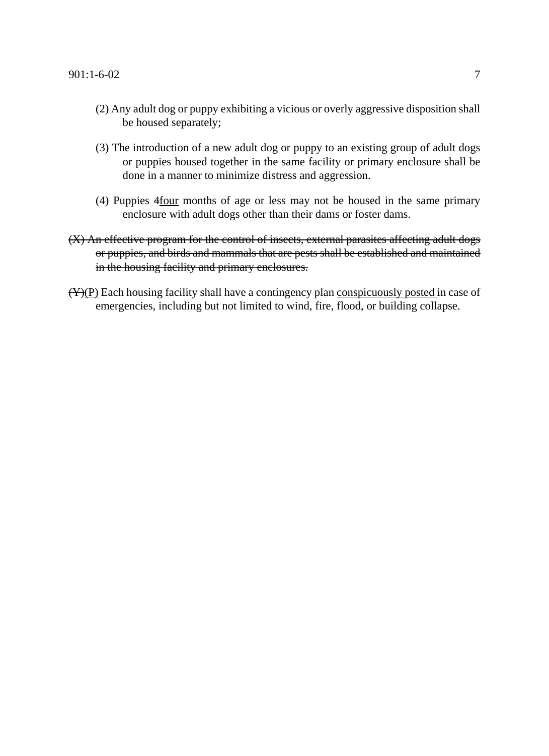(2) Any adult dog or puppy exhibiting a vicious or overly aggressive disposition shall be housed separately;

(3) The introduction of a new adult dog or puppy to an existing group of adult dogs or puppies housed together in the same facility or primary enclosure shall be done in a manner to minimize distress and aggression.

(4) Puppies ~~4~~<u>four</u> months of age or less may not be housed in the same primary enclosure with adult dogs other than their dams or foster dams.

~~(X) An effective program for the control of insects, external parasites affecting adult dogs or puppies, and birds and mammals that are pests shall be established and maintained in the housing facility and primary enclosures.~~

~~(Y)~~<u>(P)</u> Each housing facility shall have a contingency plan <u>conspicuously posted</u> in case of emergencies, including but not limited to wind, fire, flood, or building collapse.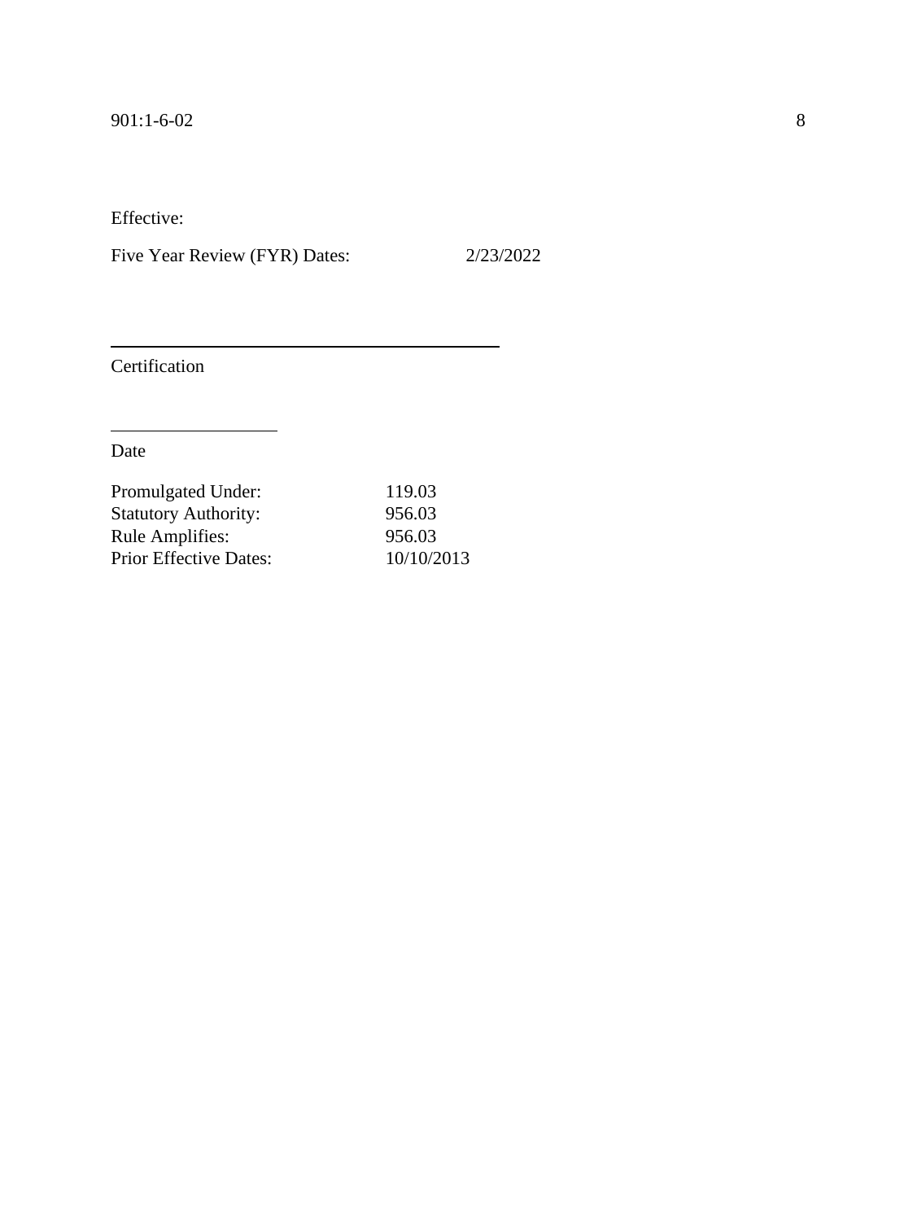Effective:

Five Year Review (FYR) Dates: 2/23/2022

_______________________________________

Certification

_______________

Date

| | |
|---|---|
| Promulgated Under: | 119.03 |
| Statutory Authority: | 956.03 |
| Rule Amplifies: | 956.03 |
| Prior Effective Dates: | 10/10/2013 |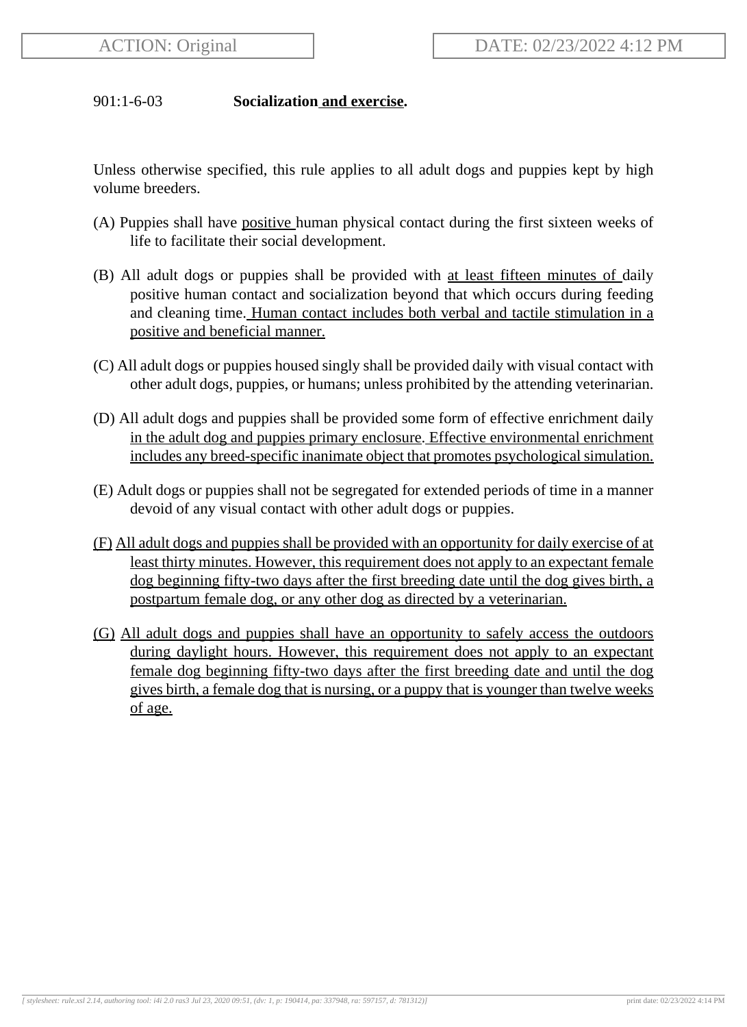901:1-6-03 **Socialization and exercise.**

Unless otherwise specified, this rule applies to all adult dogs and puppies kept by high volume breeders.

(A) Puppies shall have positive human physical contact during the first sixteen weeks of life to facilitate their social development.

(B) All adult dogs or puppies shall be provided with at least fifteen minutes of daily positive human contact and socialization beyond that which occurs during feeding and cleaning time. Human contact includes both verbal and tactile stimulation in a positive and beneficial manner.

(C) All adult dogs or puppies housed singly shall be provided daily with visual contact with other adult dogs, puppies, or humans; unless prohibited by the attending veterinarian.

(D) All adult dogs and puppies shall be provided some form of effective enrichment daily in the adult dog and puppies primary enclosure. Effective environmental enrichment includes any breed-specific inanimate object that promotes psychological simulation.

(E) Adult dogs or puppies shall not be segregated for extended periods of time in a manner devoid of any visual contact with other adult dogs or puppies.

(F) All adult dogs and puppies shall be provided with an opportunity for daily exercise of at least thirty minutes. However, this requirement does not apply to an expectant female dog beginning fifty-two days after the first breeding date until the dog gives birth, a postpartum female dog, or any other dog as directed by a veterinarian.

(G) All adult dogs and puppies shall have an opportunity to safely access the outdoors during daylight hours. However, this requirement does not apply to an expectant female dog beginning fifty-two days after the first breeding date and until the dog gives birth, a female dog that is nursing, or a puppy that is younger than twelve weeks of age.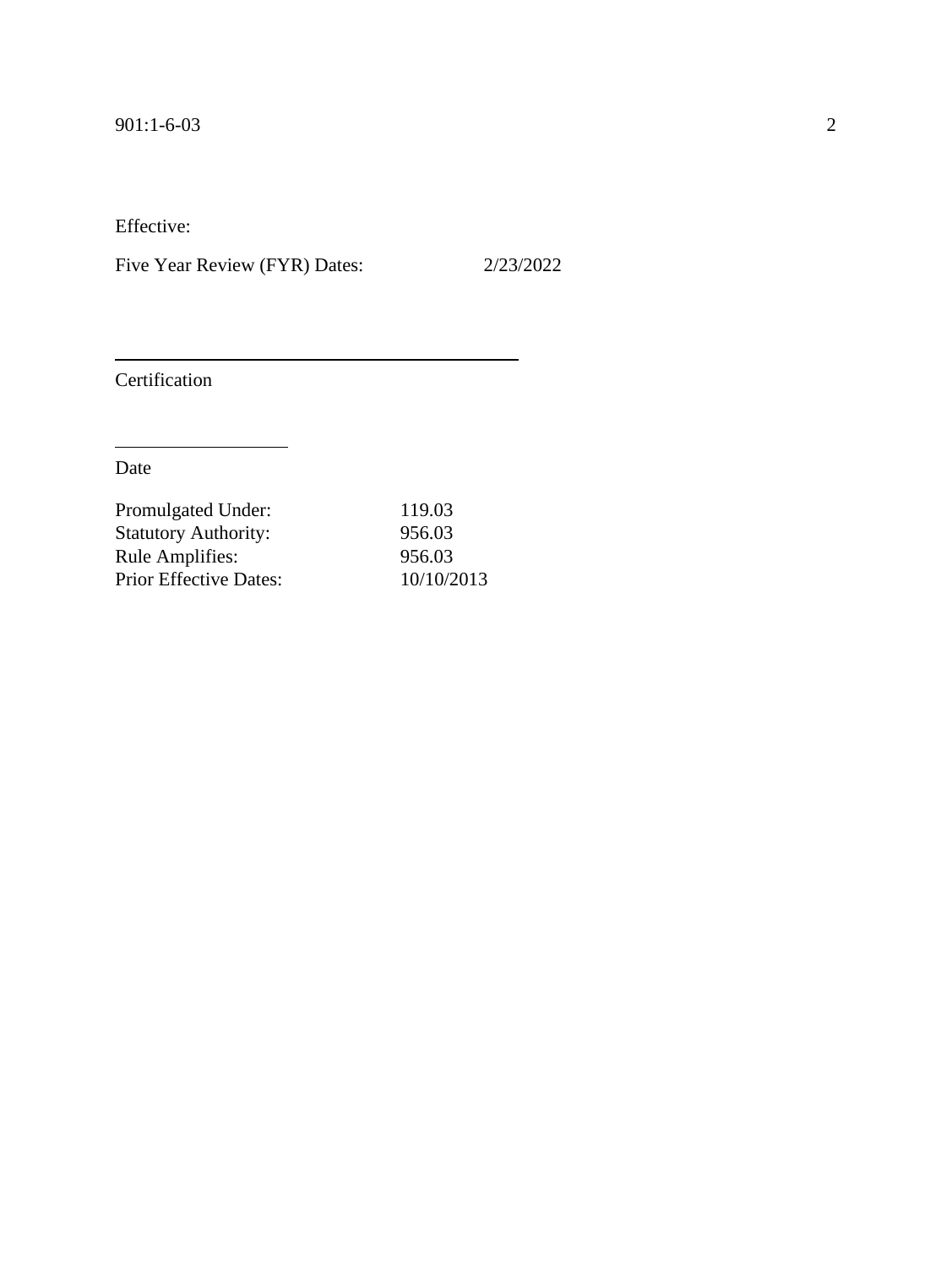Effective:

Five Year Review (FYR) Dates: 2/23/2022

\_\_\_\_\_\_\_\_\_\_\_\_\_\_\_\_\_\_\_\_\_\_\_\_\_\_\_\_\_\_\_\_\_\_\_\_\_\_\_\_

Certification

\_\_\_\_\_\_\_\_\_\_\_\_\_\_\_\_

Date

| | |
|---|---|
| Promulgated Under: | 119.03 |
| Statutory Authority: | 956.03 |
| Rule Amplifies: | 956.03 |
| Prior Effective Dates: | 10/10/2013 |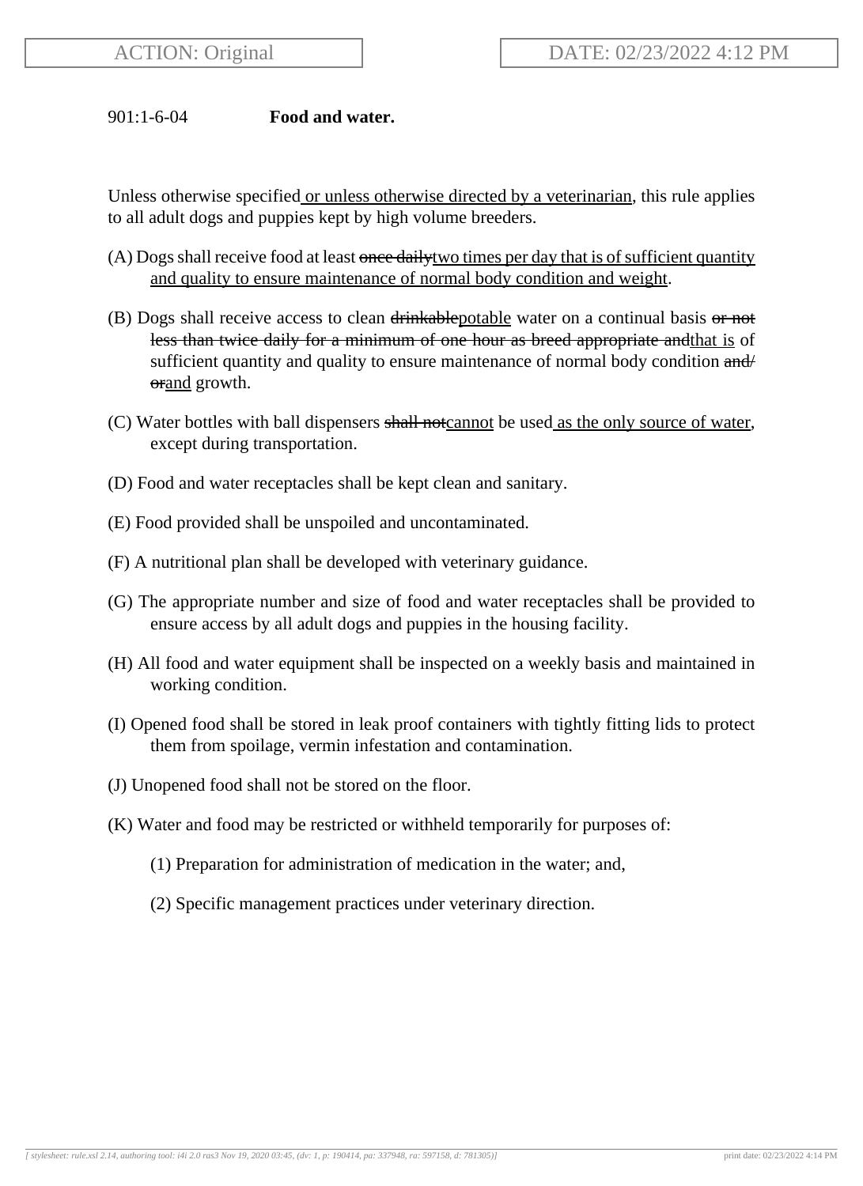901:1-6-04 **Food and water.**

Unless otherwise specified<u> or unless otherwise directed by a veterinarian</u>, this rule applies to all adult dogs and puppies kept by high volume breeders.

(A) Dogs shall receive food at least ~~once daily~~<u>two times per day that is of sufficient quantity and quality to ensure maintenance of normal body condition and weight</u>.

(B) Dogs shall receive access to clean ~~drinkable~~<u>potable</u> water on a continual basis ~~or not less than twice daily for a minimum of one hour as breed appropriate and~~<u>that is</u> of sufficient quantity and quality to ensure maintenance of normal body condition ~~and/or~~<u>and</u> growth.

(C) Water bottles with ball dispensers ~~shall not~~<u>cannot</u> be used<u> as the only source of water</u>, except during transportation.

(D) Food and water receptacles shall be kept clean and sanitary.

(E) Food provided shall be unspoiled and uncontaminated.

(F) A nutritional plan shall be developed with veterinary guidance.

(G) The appropriate number and size of food and water receptacles shall be provided to ensure access by all adult dogs and puppies in the housing facility.

(H) All food and water equipment shall be inspected on a weekly basis and maintained in working condition.

(I) Opened food shall be stored in leak proof containers with tightly fitting lids to protect them from spoilage, vermin infestation and contamination.

(J) Unopened food shall not be stored on the floor.

(K) Water and food may be restricted or withheld temporarily for purposes of:

(1) Preparation for administration of medication in the water; and,

(2) Specific management practices under veterinary direction.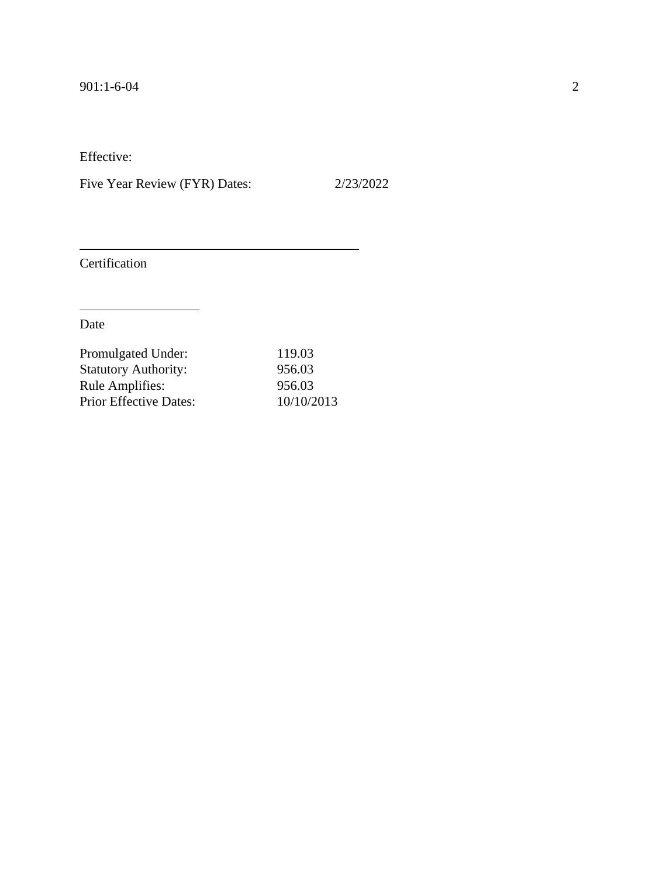Effective:

Five Year Review (FYR) Dates: 2/23/2022

---

Certification

---

Date

| | |
|---|---|
| Promulgated Under: | 119.03 |
| Statutory Authority: | 956.03 |
| Rule Amplifies: | 956.03 |
| Prior Effective Dates: | 10/10/2013 |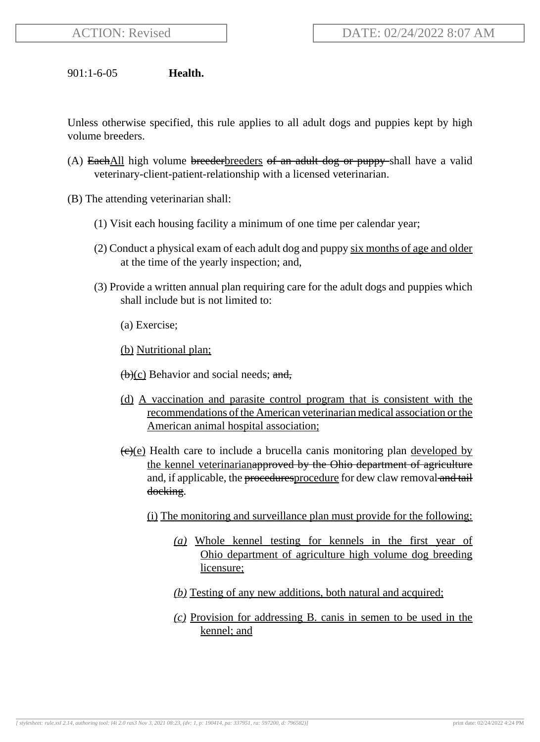ACTION: Revised

DATE: 02/24/2022 8:07 AM

901:1-6-05 **Health.**

Unless otherwise specified, this rule applies to all adult dogs and puppies kept by high volume breeders.

(A) ~~Each~~All high volume ~~breeder~~breeders ~~of an adult dog or puppy~~ shall have a valid veterinary-client-patient-relationship with a licensed veterinarian.

(B) The attending veterinarian shall:

(1) Visit each housing facility a minimum of one time per calendar year;

(2) Conduct a physical exam of each adult dog and puppy six months of age and older at the time of the yearly inspection; and,

(3) Provide a written annual plan requiring care for the adult dogs and puppies which shall include but is not limited to:

(a) Exercise;

(b) Nutritional plan;

~~(b)~~(c) Behavior and social needs; ~~and,~~

(d) A vaccination and parasite control program that is consistent with the recommendations of the American veterinarian medical association or the American animal hospital association;

~~(c)~~(e) Health care to include a brucella canis monitoring plan developed by the kennel veterinarian~~approved by the Ohio department of agriculture~~ and, if applicable, the ~~procedures~~procedure for dew claw removal ~~and tail docking~~.

(i) The monitoring and surveillance plan must provide for the following:

*(a)* Whole kennel testing for kennels in the first year of Ohio department of agriculture high volume dog breeding licensure;

*(b)* Testing of any new additions, both natural and acquired;

*(c)* Provision for addressing B. canis in semen to be used in the kennel; and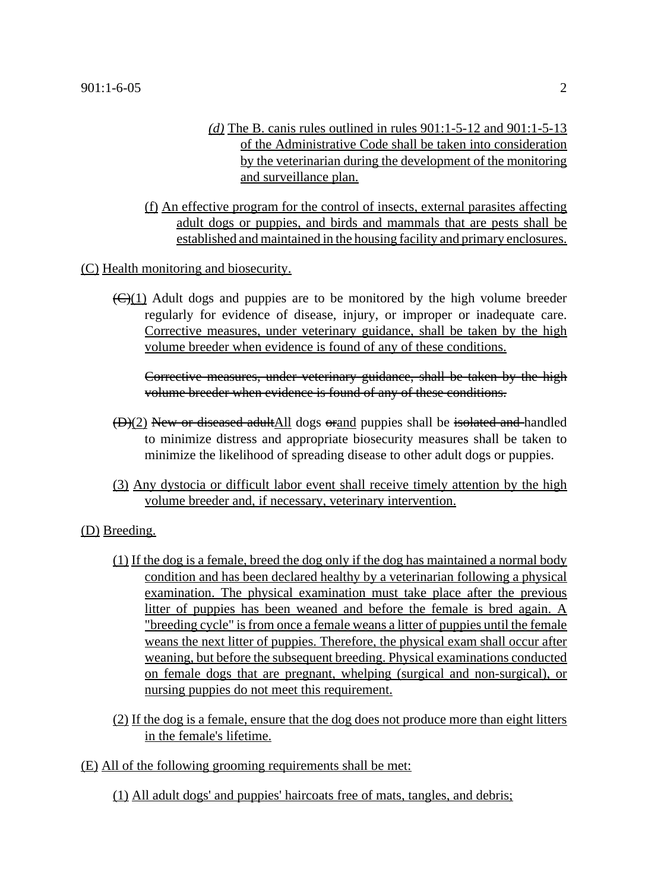(d) The B. canis rules outlined in rules 901:1-5-12 and 901:1-5-13 of the Administrative Code shall be taken into consideration by the veterinarian during the development of the monitoring and surveillance plan.

(f) An effective program for the control of insects, external parasites affecting adult dogs or puppies, and birds and mammals that are pests shall be established and maintained in the housing facility and primary enclosures.

(C) Health monitoring and biosecurity.

~~(C)~~(1) Adult dogs and puppies are to be monitored by the high volume breeder regularly for evidence of disease, injury, or improper or inadequate care. Corrective measures, under veterinary guidance, shall be taken by the high volume breeder when evidence is found of any of these conditions.

~~Corrective measures, under veterinary guidance, shall be taken by the high volume breeder when evidence is found of any of these conditions.~~

~~(D)~~(2) ~~New or diseased adult~~All dogs ~~or~~and puppies shall be ~~isolated and~~ handled to minimize distress and appropriate biosecurity measures shall be taken to minimize the likelihood of spreading disease to other adult dogs or puppies.

(3) Any dystocia or difficult labor event shall receive timely attention by the high volume breeder and, if necessary, veterinary intervention.

(D) Breeding.

(1) If the dog is a female, breed the dog only if the dog has maintained a normal body condition and has been declared healthy by a veterinarian following a physical examination. The physical examination must take place after the previous litter of puppies has been weaned and before the female is bred again. A "breeding cycle" is from once a female weans a litter of puppies until the female weans the next litter of puppies. Therefore, the physical exam shall occur after weaning, but before the subsequent breeding. Physical examinations conducted on female dogs that are pregnant, whelping (surgical and non-surgical), or nursing puppies do not meet this requirement.

(2) If the dog is a female, ensure that the dog does not produce more than eight litters in the female's lifetime.

(E) All of the following grooming requirements shall be met:

(1) All adult dogs' and puppies' haircoats free of mats, tangles, and debris;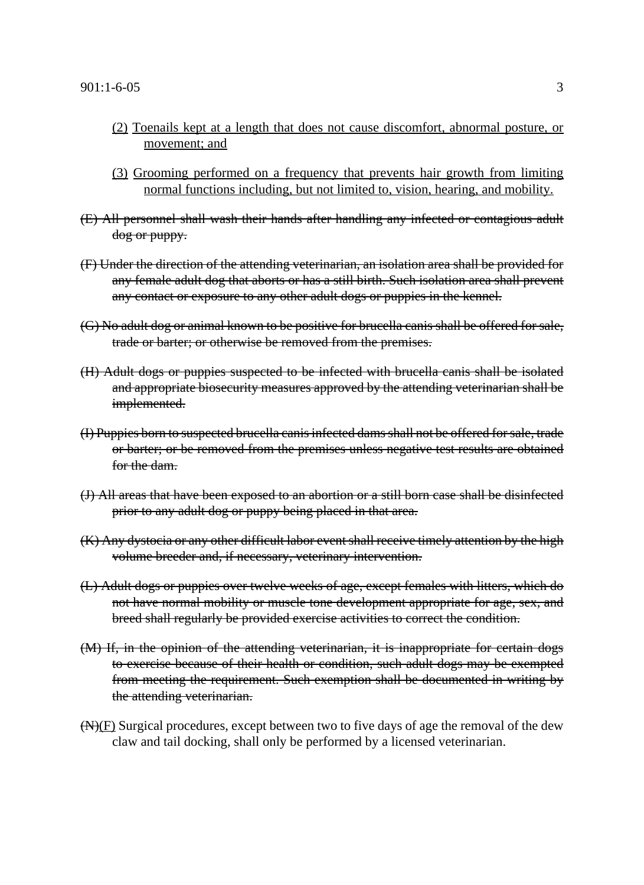(2) <u>Toenails kept at a length that does not cause discomfort, abnormal posture, or movement; and</u>

(3) <u>Grooming performed on a frequency that prevents hair growth from limiting normal functions including, but not limited to, vision, hearing, and mobility.</u>

~~(E) All personnel shall wash their hands after handling any infected or contagious adult dog or puppy.~~

~~(F) Under the direction of the attending veterinarian, an isolation area shall be provided for any female adult dog that aborts or has a still birth. Such isolation area shall prevent any contact or exposure to any other adult dogs or puppies in the kennel.~~

~~(G) No adult dog or animal known to be positive for brucella canis shall be offered for sale, trade or barter; or otherwise be removed from the premises.~~

~~(H) Adult dogs or puppies suspected to be infected with brucella canis shall be isolated and appropriate biosecurity measures approved by the attending veterinarian shall be implemented.~~

~~(I) Puppies born to suspected brucella canis infected dams shall not be offered for sale, trade or barter; or be removed from the premises unless negative test results are obtained for the dam.~~

~~(J) All areas that have been exposed to an abortion or a still born case shall be disinfected prior to any adult dog or puppy being placed in that area.~~

~~(K) Any dystocia or any other difficult labor event shall receive timely attention by the high volume breeder and, if necessary, veterinary intervention.~~

~~(L) Adult dogs or puppies over twelve weeks of age, except females with litters, which do not have normal mobility or muscle tone development appropriate for age, sex, and breed shall regularly be provided exercise activities to correct the condition.~~

~~(M) If, in the opinion of the attending veterinarian, it is inappropriate for certain dogs to exercise because of their health or condition, such adult dogs may be exempted from meeting the requirement. Such exemption shall be documented in writing by the attending veterinarian.~~

~~(N)~~<u>(F)</u> Surgical procedures, except between two to five days of age the removal of the dew claw and tail docking, shall only be performed by a licensed veterinarian.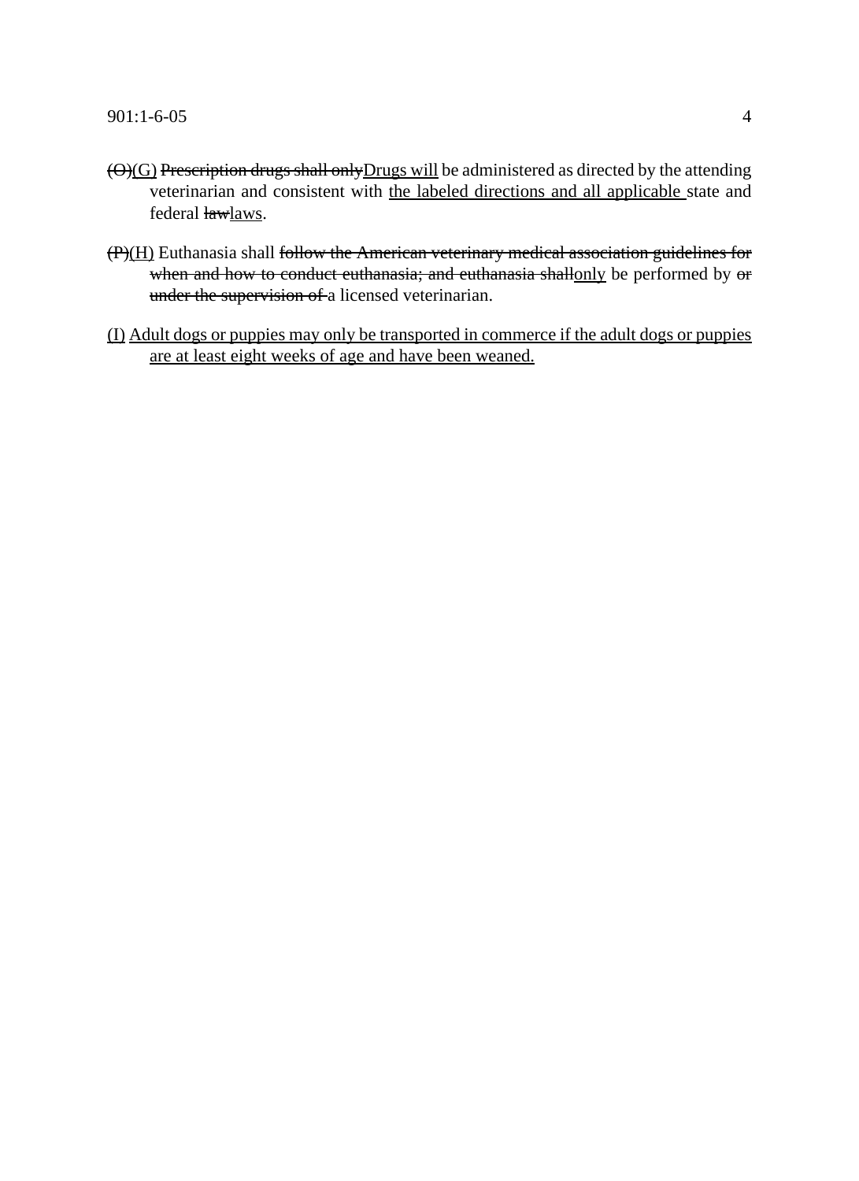~~(O)~~<u>(G)</u> ~~Prescription drugs shall only~~<u>Drugs will</u> be administered as directed by the attending veterinarian and consistent with <u>the labeled directions and all applicable</u> state and federal ~~law~~<u>laws</u>.

~~(P)~~<u>(H)</u> Euthanasia shall ~~follow the American veterinary medical association guidelines for when and how to conduct euthanasia; and euthanasia shall~~<u>only</u> be performed by ~~or under the supervision of~~ a licensed veterinarian.

<u>(I) Adult dogs or puppies may only be transported in commerce if the adult dogs or puppies are at least eight weeks of age and have been weaned.</u>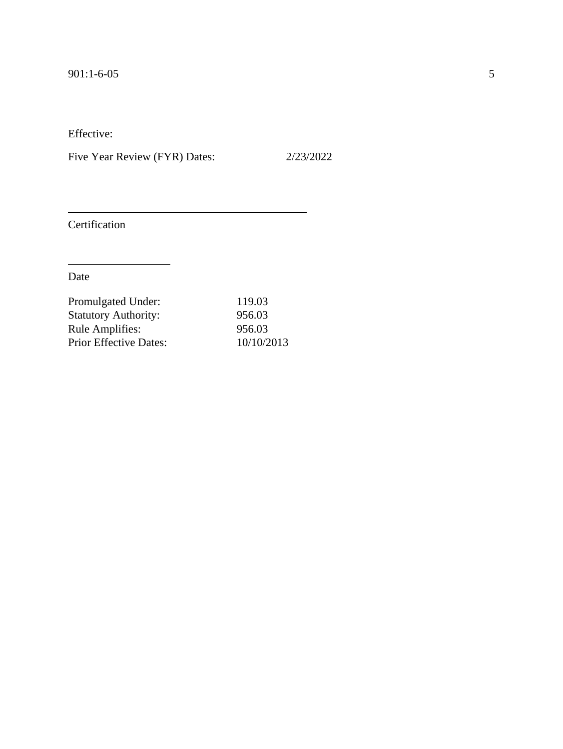Effective:

Five Year Review (FYR) Dates: 2/23/2022

_______________________________________
Certification

_______________________
Date

| Promulgated Under: | 119.03 |
|---|---|
| Statutory Authority: | 956.03 |
| Rule Amplifies: | 956.03 |
| Prior Effective Dates: | 10/10/2013 |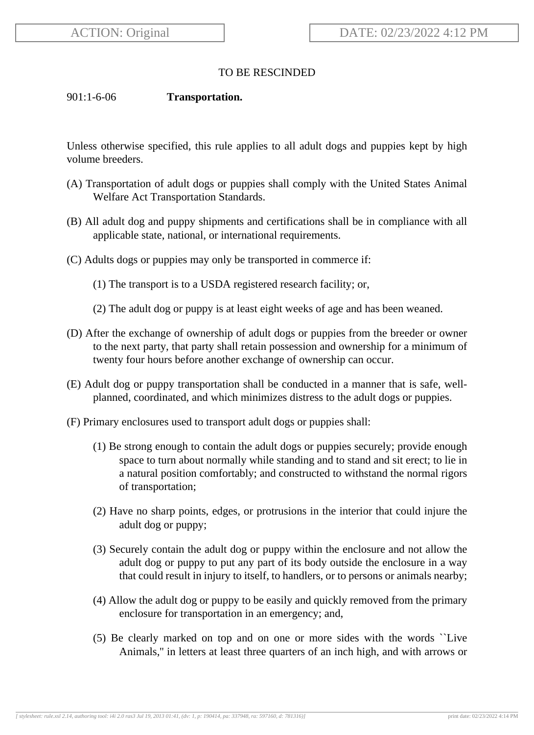TO BE RESCINDED

901:1-6-06 **Transportation.**

Unless otherwise specified, this rule applies to all adult dogs and puppies kept by high volume breeders.

(A) Transportation of adult dogs or puppies shall comply with the United States Animal Welfare Act Transportation Standards.

(B) All adult dog and puppy shipments and certifications shall be in compliance with all applicable state, national, or international requirements.

(C) Adults dogs or puppies may only be transported in commerce if:

(1) The transport is to a USDA registered research facility; or,

(2) The adult dog or puppy is at least eight weeks of age and has been weaned.

(D) After the exchange of ownership of adult dogs or puppies from the breeder or owner to the next party, that party shall retain possession and ownership for a minimum of twenty four hours before another exchange of ownership can occur.

(E) Adult dog or puppy transportation shall be conducted in a manner that is safe, well-planned, coordinated, and which minimizes distress to the adult dogs or puppies.

(F) Primary enclosures used to transport adult dogs or puppies shall:

(1) Be strong enough to contain the adult dogs or puppies securely; provide enough space to turn about normally while standing and to stand and sit erect; to lie in a natural position comfortably; and constructed to withstand the normal rigors of transportation;

(2) Have no sharp points, edges, or protrusions in the interior that could injure the adult dog or puppy;

(3) Securely contain the adult dog or puppy within the enclosure and not allow the adult dog or puppy to put any part of its body outside the enclosure in a way that could result in injury to itself, to handlers, or to persons or animals nearby;

(4) Allow the adult dog or puppy to be easily and quickly removed from the primary enclosure for transportation in an emergency; and,

(5) Be clearly marked on top and on one or more sides with the words ``Live Animals," in letters at least three quarters of an inch high, and with arrows or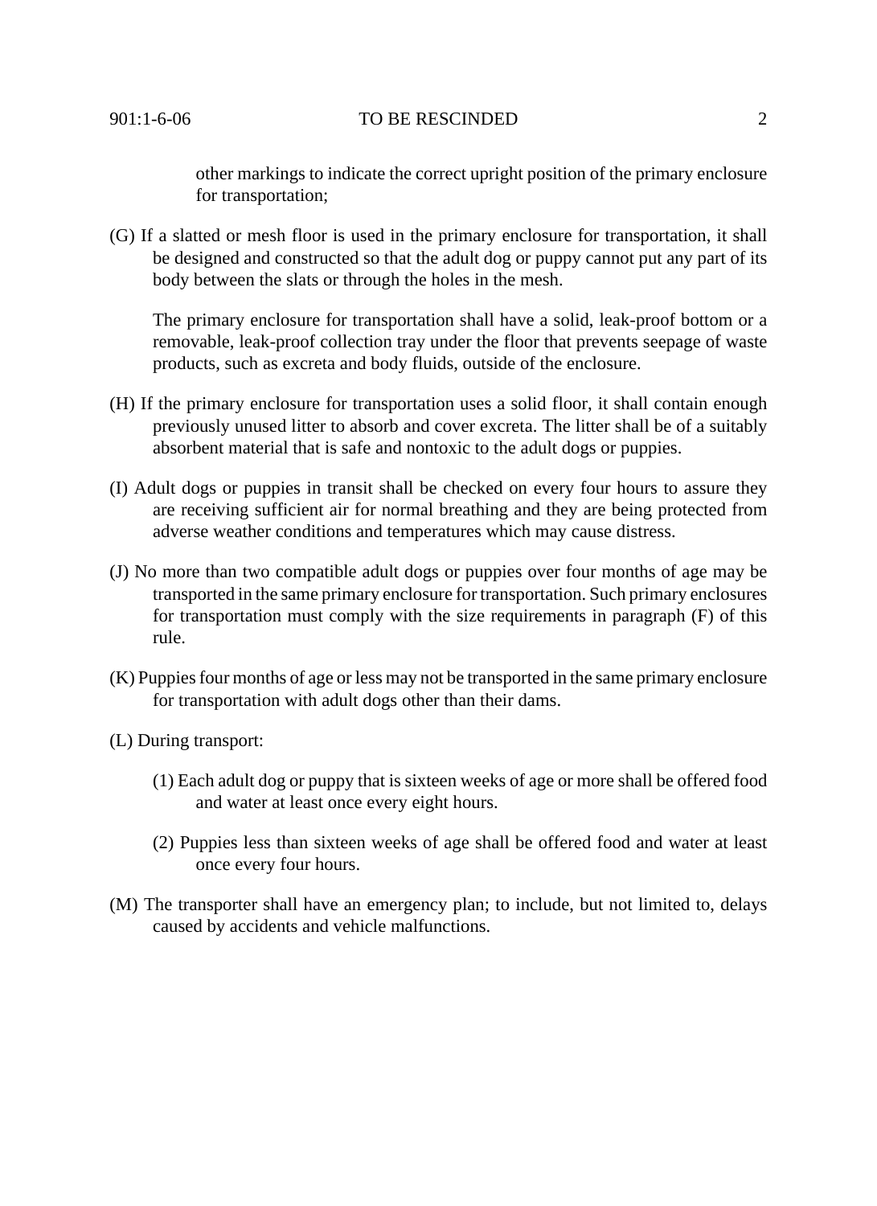other markings to indicate the correct upright position of the primary enclosure for transportation;

(G) If a slatted or mesh floor is used in the primary enclosure for transportation, it shall be designed and constructed so that the adult dog or puppy cannot put any part of its body between the slats or through the holes in the mesh.

The primary enclosure for transportation shall have a solid, leak-proof bottom or a removable, leak-proof collection tray under the floor that prevents seepage of waste products, such as excreta and body fluids, outside of the enclosure.

(H) If the primary enclosure for transportation uses a solid floor, it shall contain enough previously unused litter to absorb and cover excreta. The litter shall be of a suitably absorbent material that is safe and nontoxic to the adult dogs or puppies.

(I) Adult dogs or puppies in transit shall be checked on every four hours to assure they are receiving sufficient air for normal breathing and they are being protected from adverse weather conditions and temperatures which may cause distress.

(J) No more than two compatible adult dogs or puppies over four months of age may be transported in the same primary enclosure for transportation. Such primary enclosures for transportation must comply with the size requirements in paragraph (F) of this rule.

(K) Puppies four months of age or less may not be transported in the same primary enclosure for transportation with adult dogs other than their dams.

(L) During transport:

(1) Each adult dog or puppy that is sixteen weeks of age or more shall be offered food and water at least once every eight hours.

(2) Puppies less than sixteen weeks of age shall be offered food and water at least once every four hours.

(M) The transporter shall have an emergency plan; to include, but not limited to, delays caused by accidents and vehicle malfunctions.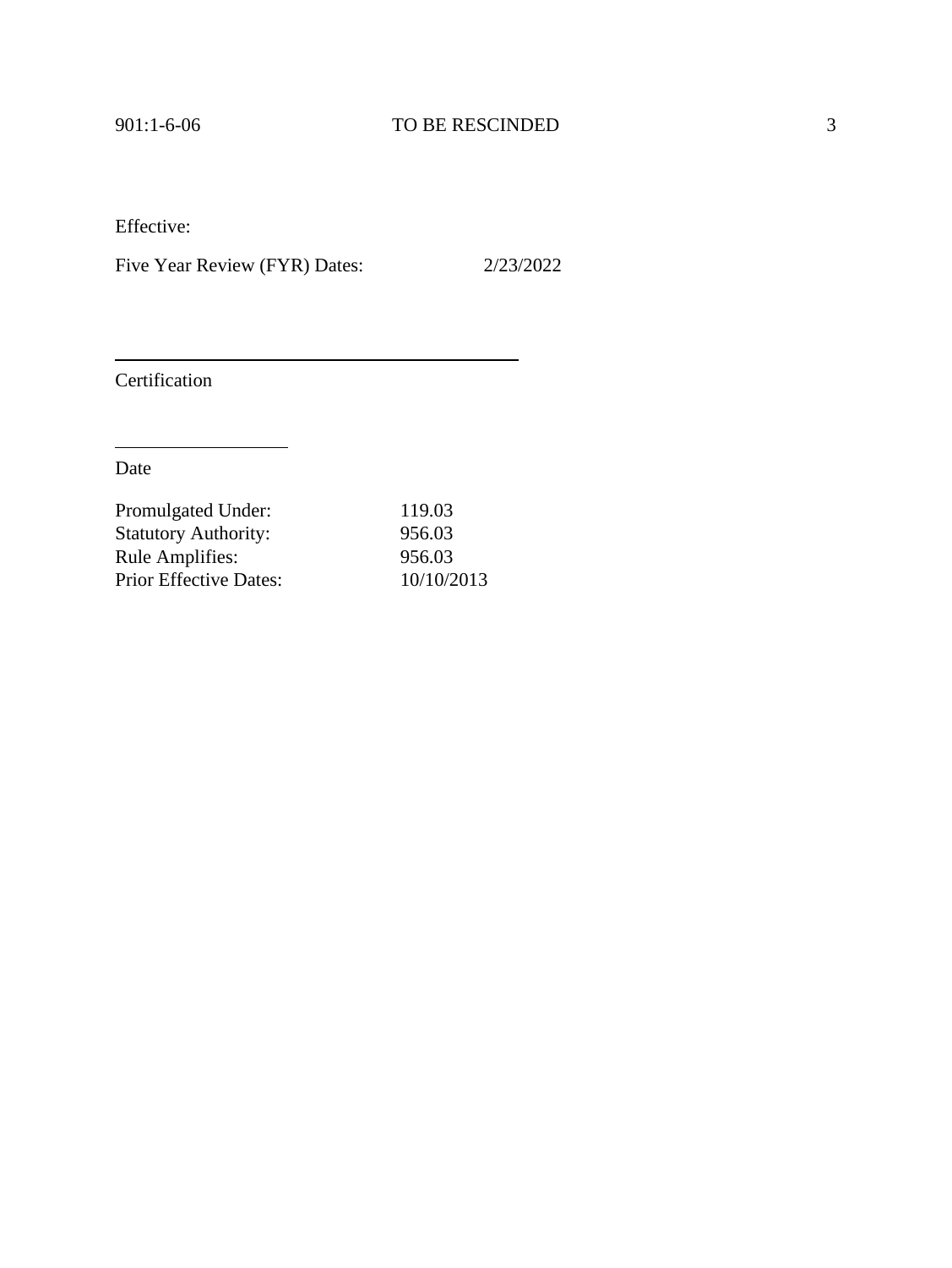Effective:

Five Year Review (FYR) Dates: 2/23/2022

_______________________________________

Certification

_______________

Date

| | |
|---|---|
| Promulgated Under: | 119.03 |
| Statutory Authority: | 956.03 |
| Rule Amplifies: | 956.03 |
| Prior Effective Dates: | 10/10/2013 |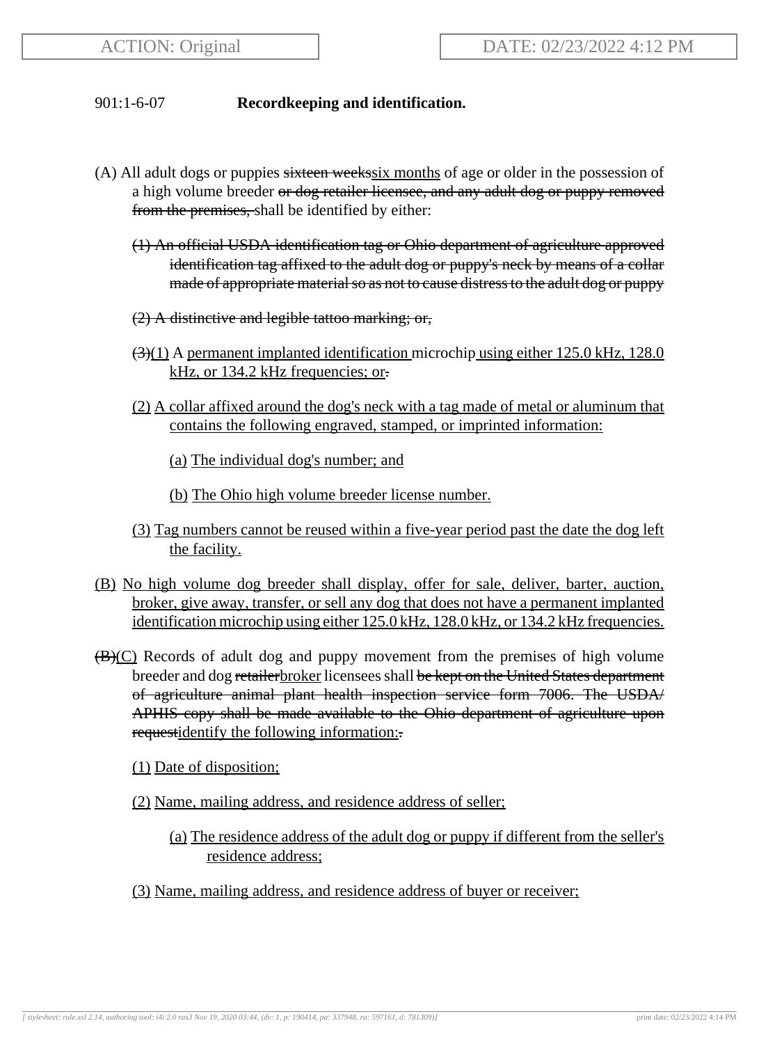## 901:1-6-07 **Recordkeeping and identification.**

(A) All adult dogs or puppies ~~sixteen weeks~~<u>six months</u> of age or older in the possession of a high volume breeder ~~or dog retailer licensee, and any adult dog or puppy removed from the premises,~~ shall be identified by either:

~~(1) An official USDA identification tag or Ohio department of agriculture approved identification tag affixed to the adult dog or puppy's neck by means of a collar made of appropriate material so as not to cause distress to the adult dog or puppy~~

~~(2) A distinctive and legible tattoo marking; or,~~

~~(3)~~<u>(1)</u> A <u>permanent implanted identification</u> microchip <u>using either 125.0 kHz, 128.0 kHz, or 134.2 kHz frequencies; or</u>~~.~~

<u>(2)</u> <u>A collar affixed around the dog's neck with a tag made of metal or aluminum that contains the following engraved, stamped, or imprinted information:</u>

<u>(a)</u> <u>The individual dog's number; and</u>

<u>(b)</u> <u>The Ohio high volume breeder license number.</u>

<u>(3)</u> <u>Tag numbers cannot be reused within a five-year period past the date the dog left the facility.</u>

<u>(B)</u> <u>No high volume dog breeder shall display, offer for sale, deliver, barter, auction, broker, give away, transfer, or sell any dog that does not have a permanent implanted identification microchip using either 125.0 kHz, 128.0 kHz, or 134.2 kHz frequencies.</u>

~~(B)~~<u>(C)</u> Records of adult dog and puppy movement from the premises of high volume breeder and dog ~~retailer~~<u>broker</u> licensees shall ~~be kept on the United States department of agriculture animal plant health inspection service form 7006. The USDA/APHIS copy shall be made available to the Ohio department of agriculture upon request~~<u>identify the following information:</u>~~.~~

<u>(1)</u> <u>Date of disposition;</u>

<u>(2)</u> <u>Name, mailing address, and residence address of seller;</u>

<u>(a)</u> <u>The residence address of the adult dog or puppy if different from the seller's residence address;</u>

<u>(3)</u> <u>Name, mailing address, and residence address of buyer or receiver;</u>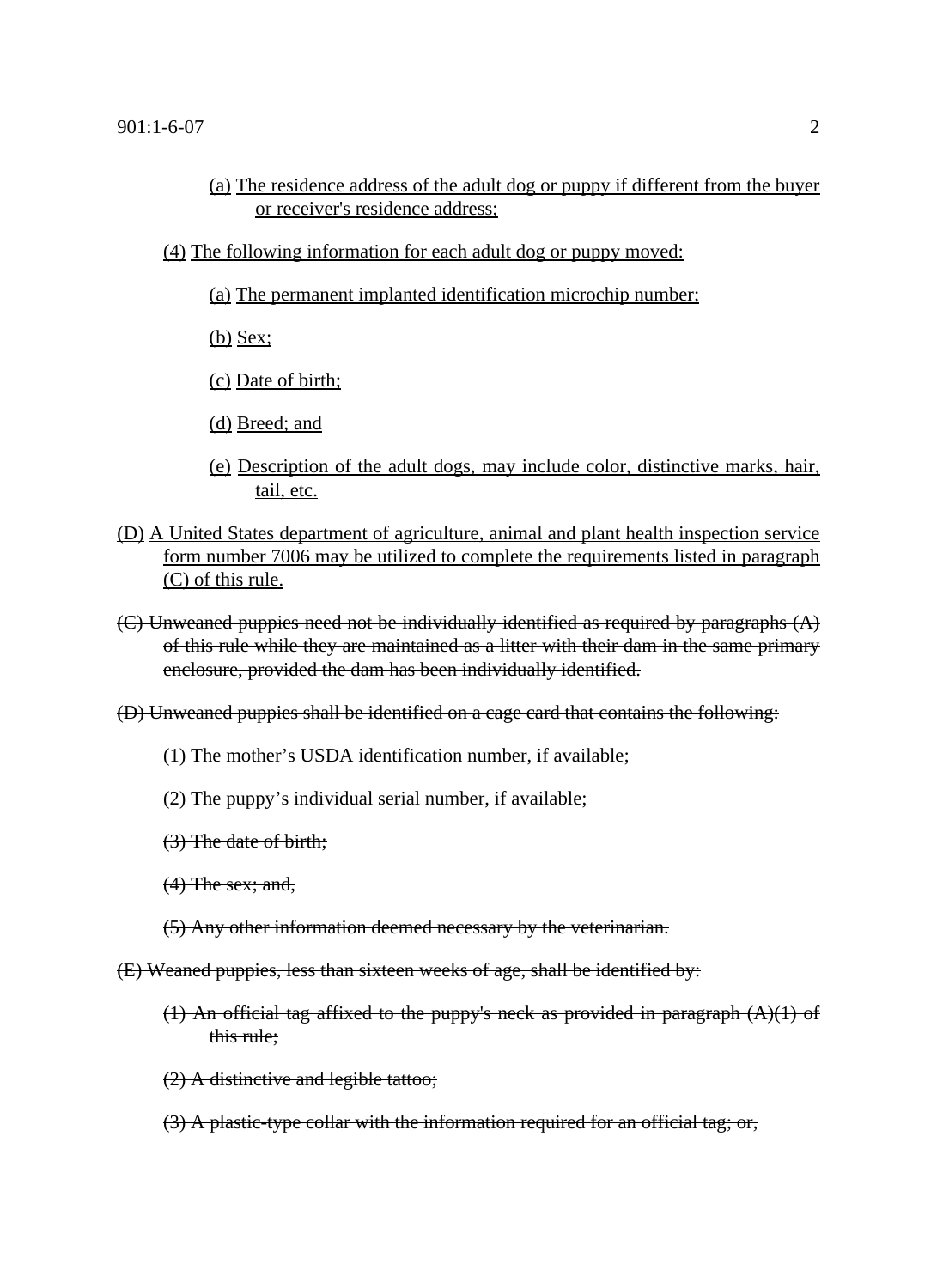(a) The residence address of the adult dog or puppy if different from the buyer or receiver's residence address;

(4) The following information for each adult dog or puppy moved:

(a) The permanent implanted identification microchip number;

(b) Sex;

(c) Date of birth;

(d) Breed; and

(e) Description of the adult dogs, may include color, distinctive marks, hair, tail, etc.

(D) A United States department of agriculture, animal and plant health inspection service form number 7006 may be utilized to complete the requirements listed in paragraph (C) of this rule.

~~(C) Unweaned puppies need not be individually identified as required by paragraphs (A) of this rule while they are maintained as a litter with their dam in the same primary enclosure, provided the dam has been individually identified.~~

~~(D) Unweaned puppies shall be identified on a cage card that contains the following:~~

~~(1) The mother's USDA identification number, if available;~~

~~(2) The puppy's individual serial number, if available;~~

~~(3) The date of birth;~~

~~(4) The sex; and,~~

~~(5) Any other information deemed necessary by the veterinarian.~~

~~(E) Weaned puppies, less than sixteen weeks of age, shall be identified by:~~

~~(1) An official tag affixed to the puppy's neck as provided in paragraph (A)(1) of this rule;~~

~~(2) A distinctive and legible tattoo;~~

~~(3) A plastic-type collar with the information required for an official tag; or,~~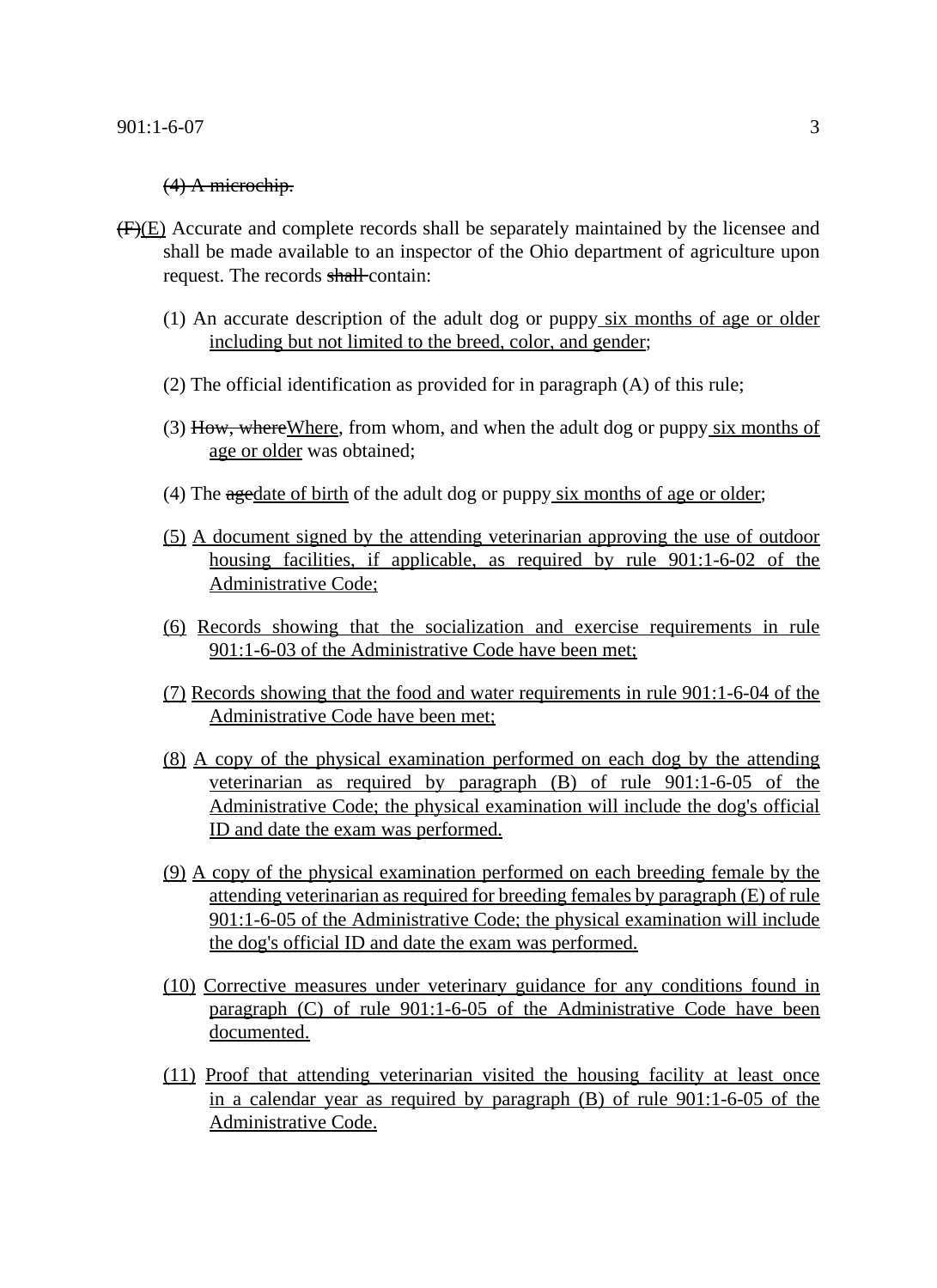~~(4) A microchip.~~

~~(F)~~(E) Accurate and complete records shall be separately maintained by the licensee and shall be made available to an inspector of the Ohio department of agriculture upon request. The records ~~shall~~ contain:

(1) An accurate description of the adult dog or puppy six months of age or older including but not limited to the breed, color, and gender;

(2) The official identification as provided for in paragraph (A) of this rule;

(3) ~~How, where~~Where, from whom, and when the adult dog or puppy six months of age or older was obtained;

(4) The ~~age~~date of birth of the adult dog or puppy six months of age or older;

(5) A document signed by the attending veterinarian approving the use of outdoor housing facilities, if applicable, as required by rule 901:1-6-02 of the Administrative Code;

(6) Records showing that the socialization and exercise requirements in rule 901:1-6-03 of the Administrative Code have been met;

(7) Records showing that the food and water requirements in rule 901:1-6-04 of the Administrative Code have been met;

(8) A copy of the physical examination performed on each dog by the attending veterinarian as required by paragraph (B) of rule 901:1-6-05 of the Administrative Code; the physical examination will include the dog's official ID and date the exam was performed.

(9) A copy of the physical examination performed on each breeding female by the attending veterinarian as required for breeding females by paragraph (E) of rule 901:1-6-05 of the Administrative Code; the physical examination will include the dog's official ID and date the exam was performed.

(10) Corrective measures under veterinary guidance for any conditions found in paragraph (C) of rule 901:1-6-05 of the Administrative Code have been documented.

(11) Proof that attending veterinarian visited the housing facility at least once in a calendar year as required by paragraph (B) of rule 901:1-6-05 of the Administrative Code.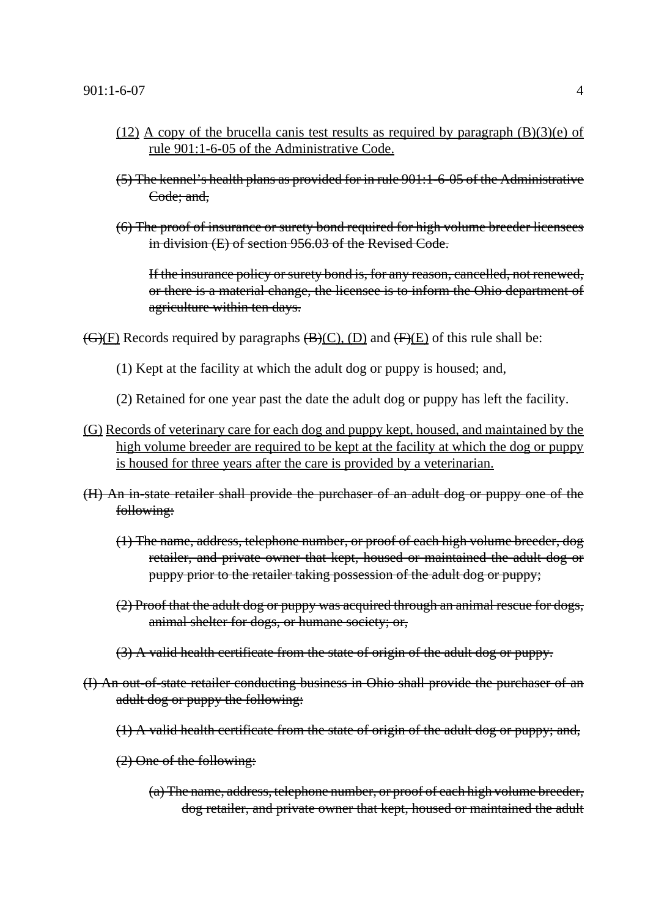(12) A copy of the brucella canis test results as required by paragraph (B)(3)(e) of rule 901:1-6-05 of the Administrative Code.

~~(5) The kennel's health plans as provided for in rule 901:1-6-05 of the Administrative Code; and,~~

~~(6) The proof of insurance or surety bond required for high volume breeder licensees in division (E) of section 956.03 of the Revised Code.~~

~~If the insurance policy or surety bond is, for any reason, cancelled, not renewed, or there is a material change, the licensee is to inform the Ohio department of agriculture within ten days.~~

~~(G)~~(F) Records required by paragraphs ~~(B)~~(C), (D) and ~~(F)~~(E) of this rule shall be:

(1) Kept at the facility at which the adult dog or puppy is housed; and,

(2) Retained for one year past the date the adult dog or puppy has left the facility.

(G) Records of veterinary care for each dog and puppy kept, housed, and maintained by the high volume breeder are required to be kept at the facility at which the dog or puppy is housed for three years after the care is provided by a veterinarian.

~~(H) An in-state retailer shall provide the purchaser of an adult dog or puppy one of the following:~~

~~(1) The name, address, telephone number, or proof of each high volume breeder, dog retailer, and private owner that kept, housed or maintained the adult dog or puppy prior to the retailer taking possession of the adult dog or puppy;~~

~~(2) Proof that the adult dog or puppy was acquired through an animal rescue for dogs, animal shelter for dogs, or humane society; or,~~

~~(3) A valid health certificate from the state of origin of the adult dog or puppy.~~

~~(I) An out-of-state retailer conducting business in Ohio shall provide the purchaser of an adult dog or puppy the following:~~

~~(1) A valid health certificate from the state of origin of the adult dog or puppy; and,~~

~~(2) One of the following:~~

~~(a) The name, address, telephone number, or proof of each high volume breeder, dog retailer, and private owner that kept, housed or maintained the adult~~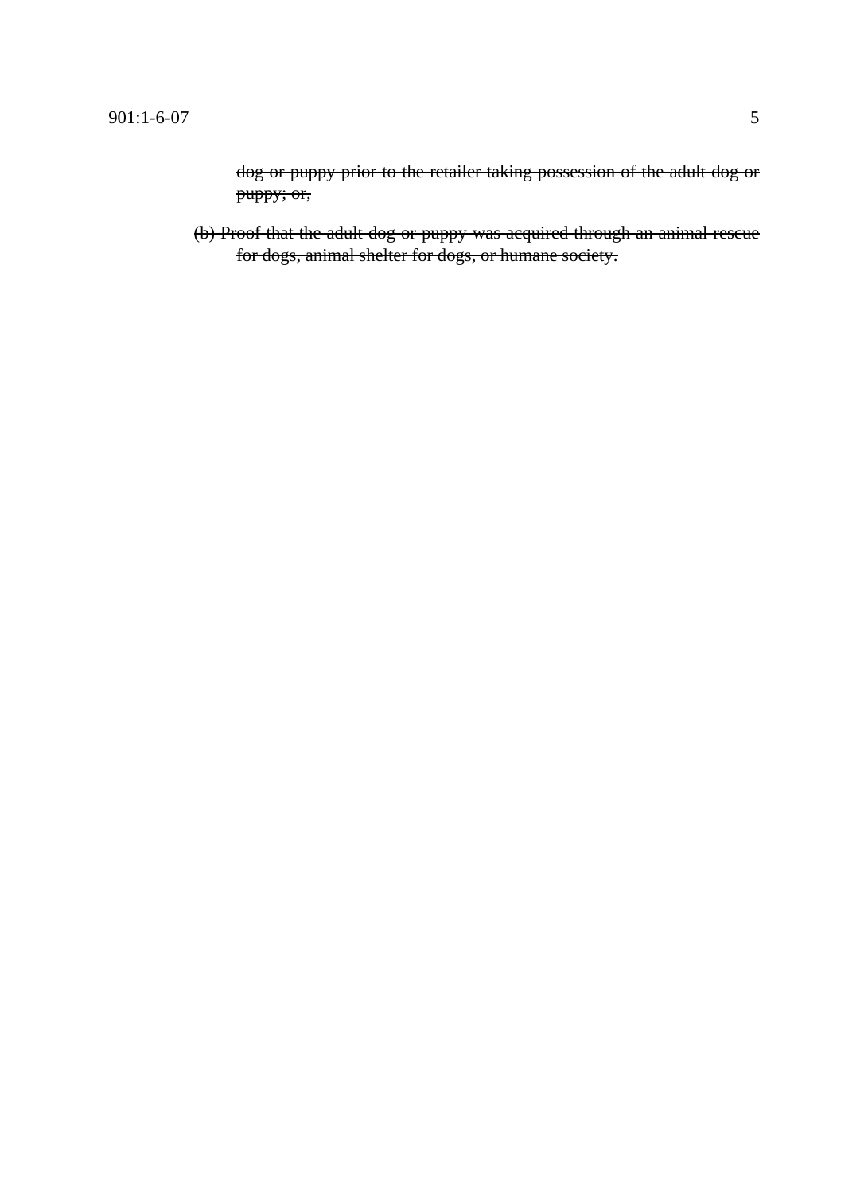~~dog or puppy prior to the retailer taking possession of the adult dog or puppy; or,~~

~~(b) Proof that the adult dog or puppy was acquired through an animal rescue for dogs, animal shelter for dogs, or humane society.~~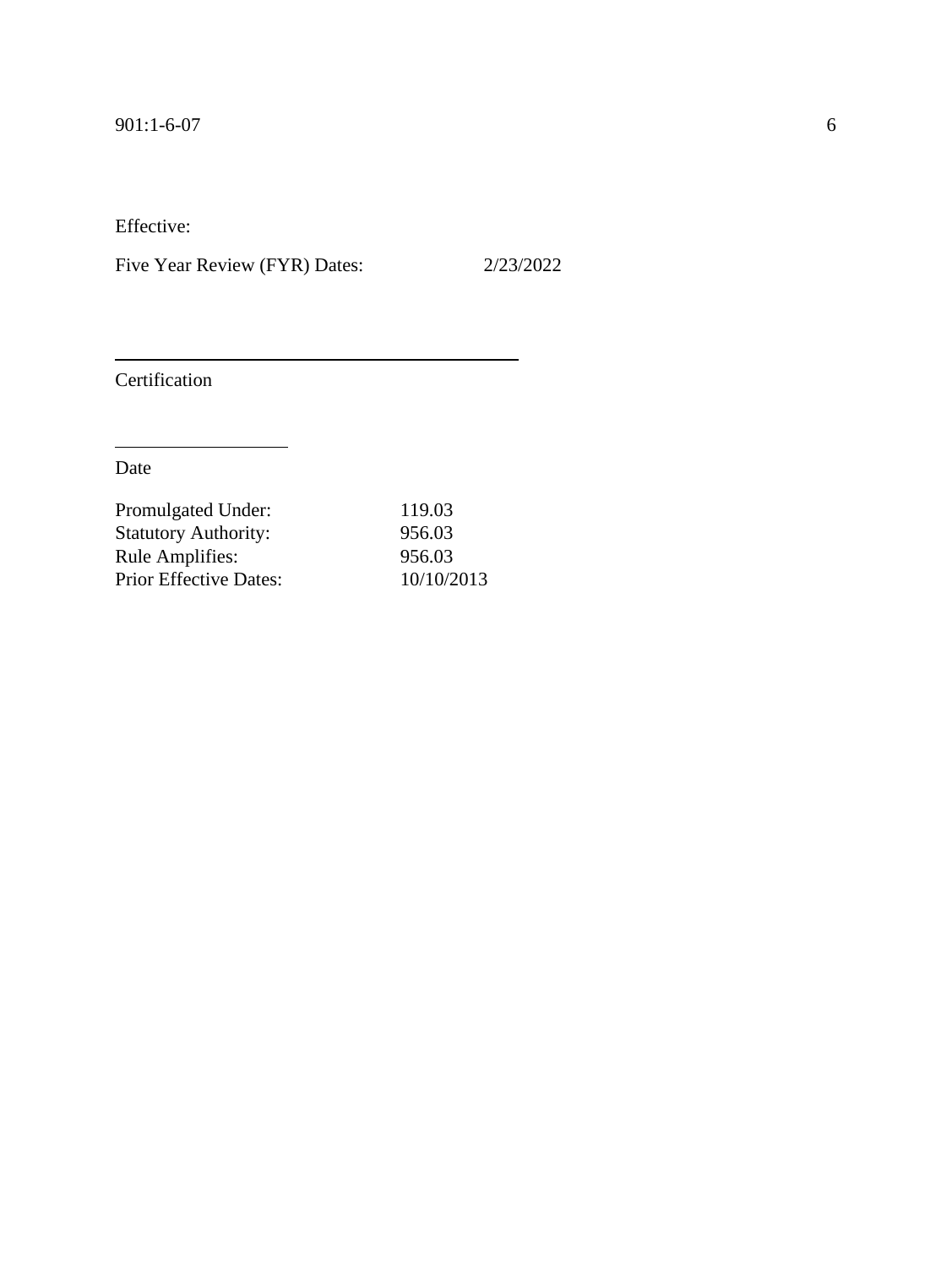Effective:

Five Year Review (FYR) Dates: 2/23/2022

_______________________________________

Certification

_______________

Date

| | |
|---|---|
| Promulgated Under: | 119.03 |
| Statutory Authority: | 956.03 |
| Rule Amplifies: | 956.03 |
| Prior Effective Dates: | 10/10/2013 |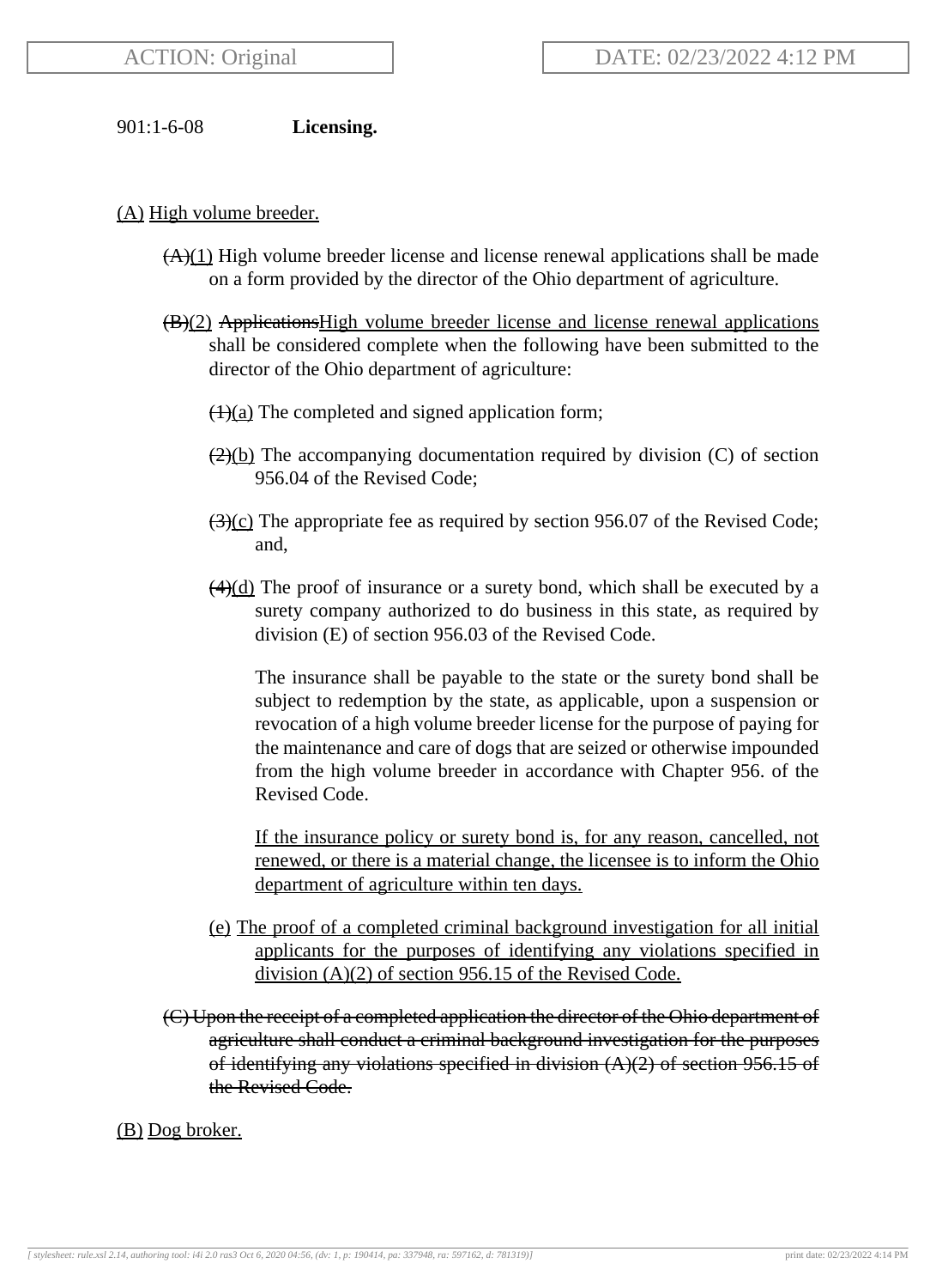ACTION: Original DATE: 02/23/2022 4:12 PM

901:1-6-08 **Licensing.**

(A) High volume breeder.

~~(A)~~(1) High volume breeder license and license renewal applications shall be made on a form provided by the director of the Ohio department of agriculture.

~~(B)~~(2) ~~Applications~~High volume breeder license and license renewal applications shall be considered complete when the following have been submitted to the director of the Ohio department of agriculture:

~~(1)~~(a) The completed and signed application form;

~~(2)~~(b) The accompanying documentation required by division (C) of section 956.04 of the Revised Code;

~~(3)~~(c) The appropriate fee as required by section 956.07 of the Revised Code; and,

~~(4)~~(d) The proof of insurance or a surety bond, which shall be executed by a surety company authorized to do business in this state, as required by division (E) of section 956.03 of the Revised Code.

The insurance shall be payable to the state or the surety bond shall be subject to redemption by the state, as applicable, upon a suspension or revocation of a high volume breeder license for the purpose of paying for the maintenance and care of dogs that are seized or otherwise impounded from the high volume breeder in accordance with Chapter 956. of the Revised Code.

If the insurance policy or surety bond is, for any reason, cancelled, not renewed, or there is a material change, the licensee is to inform the Ohio department of agriculture within ten days.

(e) The proof of a completed criminal background investigation for all initial applicants for the purposes of identifying any violations specified in division (A)(2) of section 956.15 of the Revised Code.

~~(C) Upon the receipt of a completed application the director of the Ohio department of agriculture shall conduct a criminal background investigation for the purposes of identifying any violations specified in division (A)(2) of section 956.15 of the Revised Code.~~

(B) Dog broker.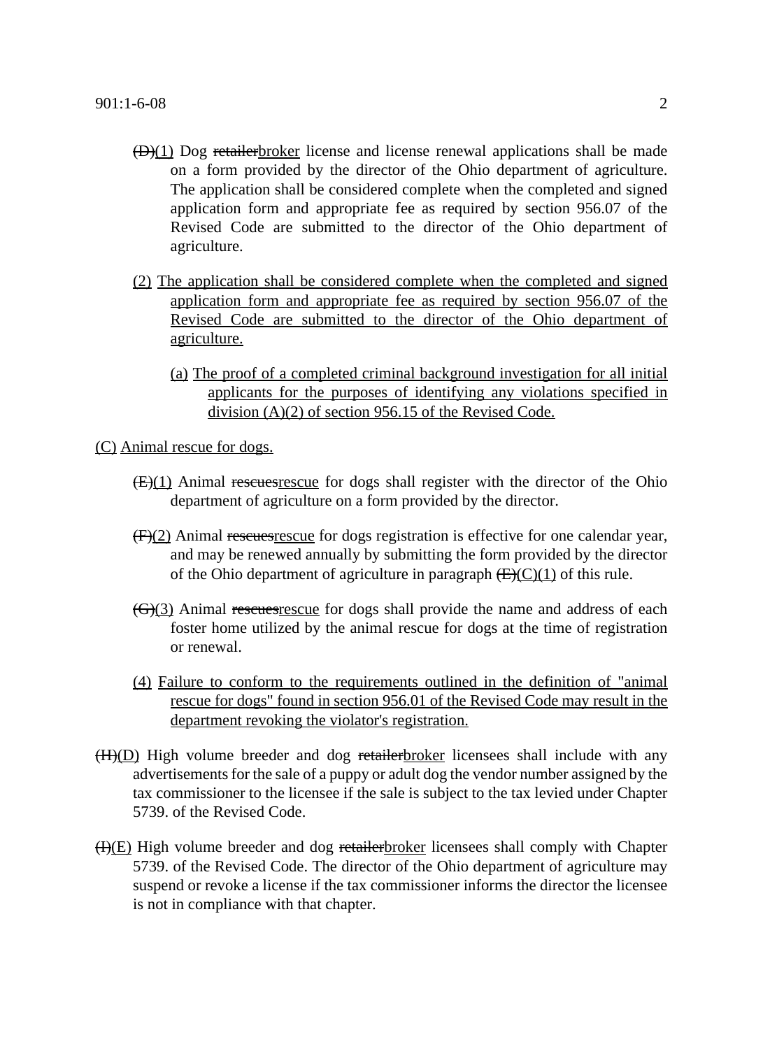~~(D)~~(1) Dog ~~retailer~~broker license and license renewal applications shall be made on a form provided by the director of the Ohio department of agriculture. The application shall be considered complete when the completed and signed application form and appropriate fee as required by section 956.07 of the Revised Code are submitted to the director of the Ohio department of agriculture.

(2) The application shall be considered complete when the completed and signed application form and appropriate fee as required by section 956.07 of the Revised Code are submitted to the director of the Ohio department of agriculture.

(a) The proof of a completed criminal background investigation for all initial applicants for the purposes of identifying any violations specified in division (A)(2) of section 956.15 of the Revised Code.

(C) Animal rescue for dogs.

~~(E)~~(1) Animal ~~rescues~~rescue for dogs shall register with the director of the Ohio department of agriculture on a form provided by the director.

~~(F)~~(2) Animal ~~rescues~~rescue for dogs registration is effective for one calendar year, and may be renewed annually by submitting the form provided by the director of the Ohio department of agriculture in paragraph ~~(E)~~(C)(1) of this rule.

~~(G)~~(3) Animal ~~rescues~~rescue for dogs shall provide the name and address of each foster home utilized by the animal rescue for dogs at the time of registration or renewal.

(4) Failure to conform to the requirements outlined in the definition of "animal rescue for dogs" found in section 956.01 of the Revised Code may result in the department revoking the violator's registration.

~~(H)~~(D) High volume breeder and dog ~~retailer~~broker licensees shall include with any advertisements for the sale of a puppy or adult dog the vendor number assigned by the tax commissioner to the licensee if the sale is subject to the tax levied under Chapter 5739. of the Revised Code.

~~(I)~~(E) High volume breeder and dog ~~retailer~~broker licensees shall comply with Chapter 5739. of the Revised Code. The director of the Ohio department of agriculture may suspend or revoke a license if the tax commissioner informs the director the licensee is not in compliance with that chapter.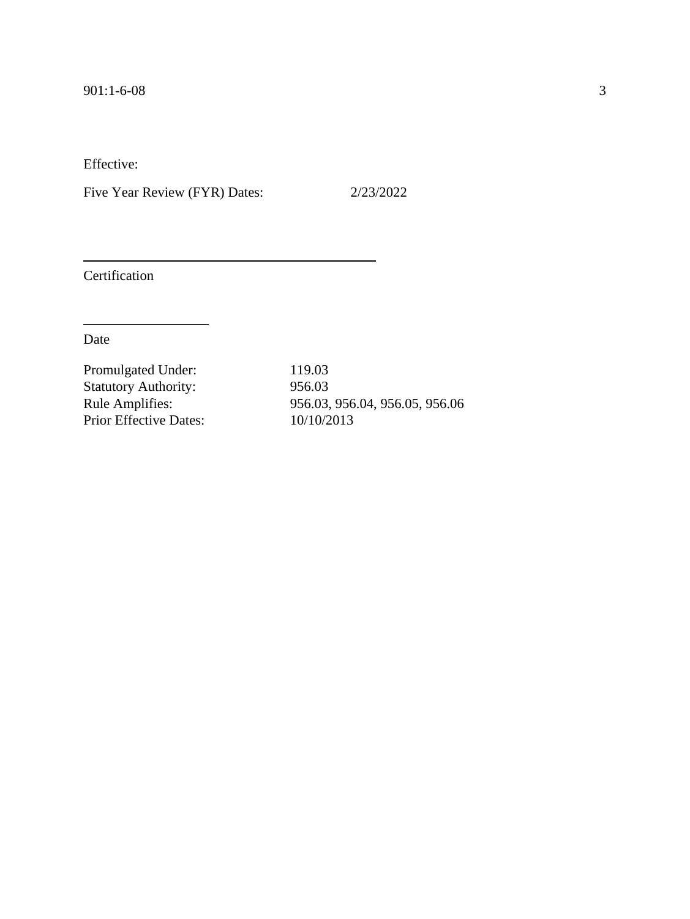Effective:

Five Year Review (FYR) Dates: 2/23/2022

______________________________

Certification

____________

Date

Promulgated Under: 119.03
Statutory Authority: 956.03
Rule Amplifies: 956.03, 956.04, 956.05, 956.06
Prior Effective Dates: 10/10/2013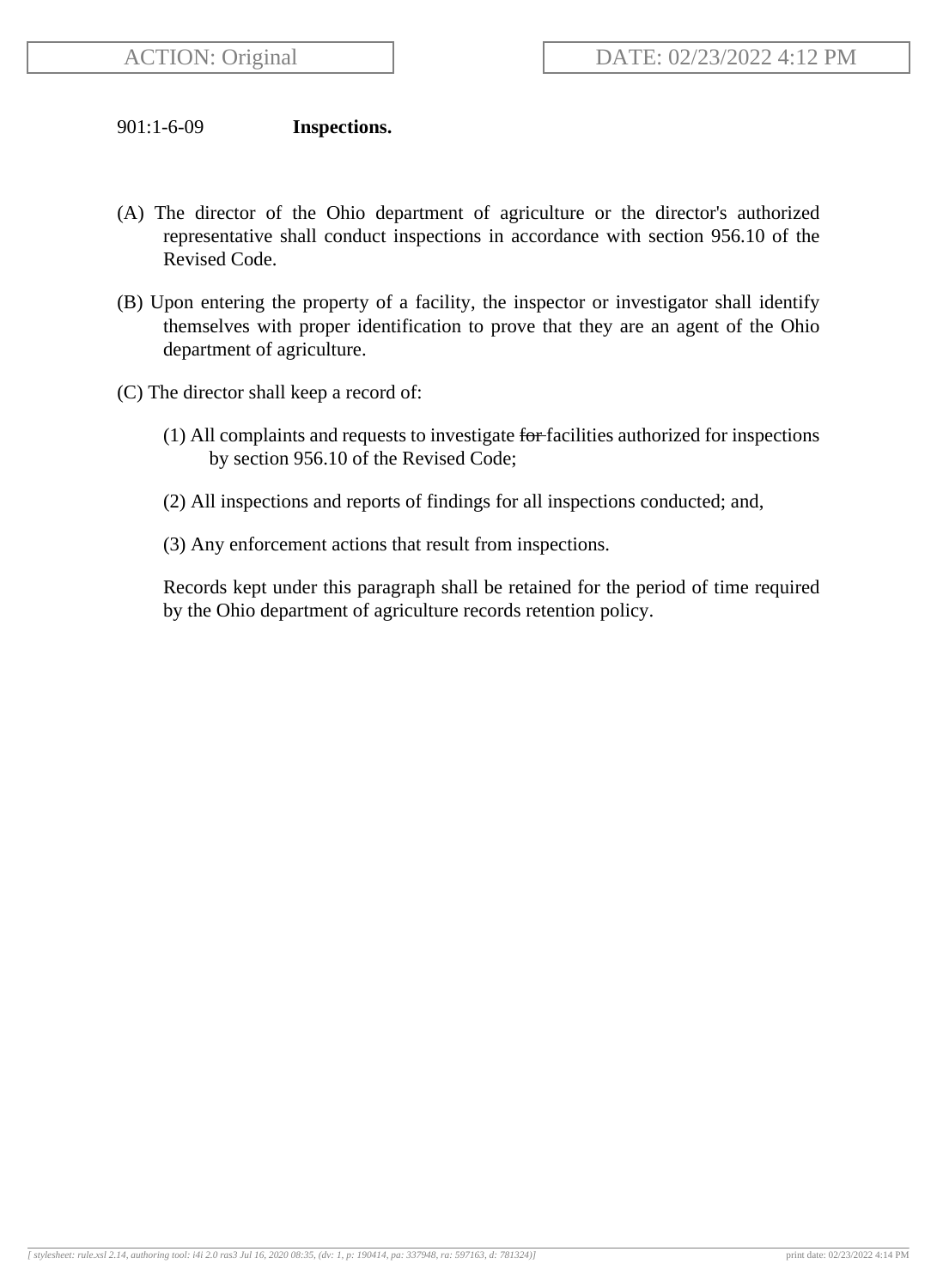901:1-6-09 **Inspections.**

(A) The director of the Ohio department of agriculture or the director's authorized representative shall conduct inspections in accordance with section 956.10 of the Revised Code.

(B) Upon entering the property of a facility, the inspector or investigator shall identify themselves with proper identification to prove that they are an agent of the Ohio department of agriculture.

(C) The director shall keep a record of:

(1) All complaints and requests to investigate ~~for~~ facilities authorized for inspections by section 956.10 of the Revised Code;

(2) All inspections and reports of findings for all inspections conducted; and,

(3) Any enforcement actions that result from inspections.

Records kept under this paragraph shall be retained for the period of time required by the Ohio department of agriculture records retention policy.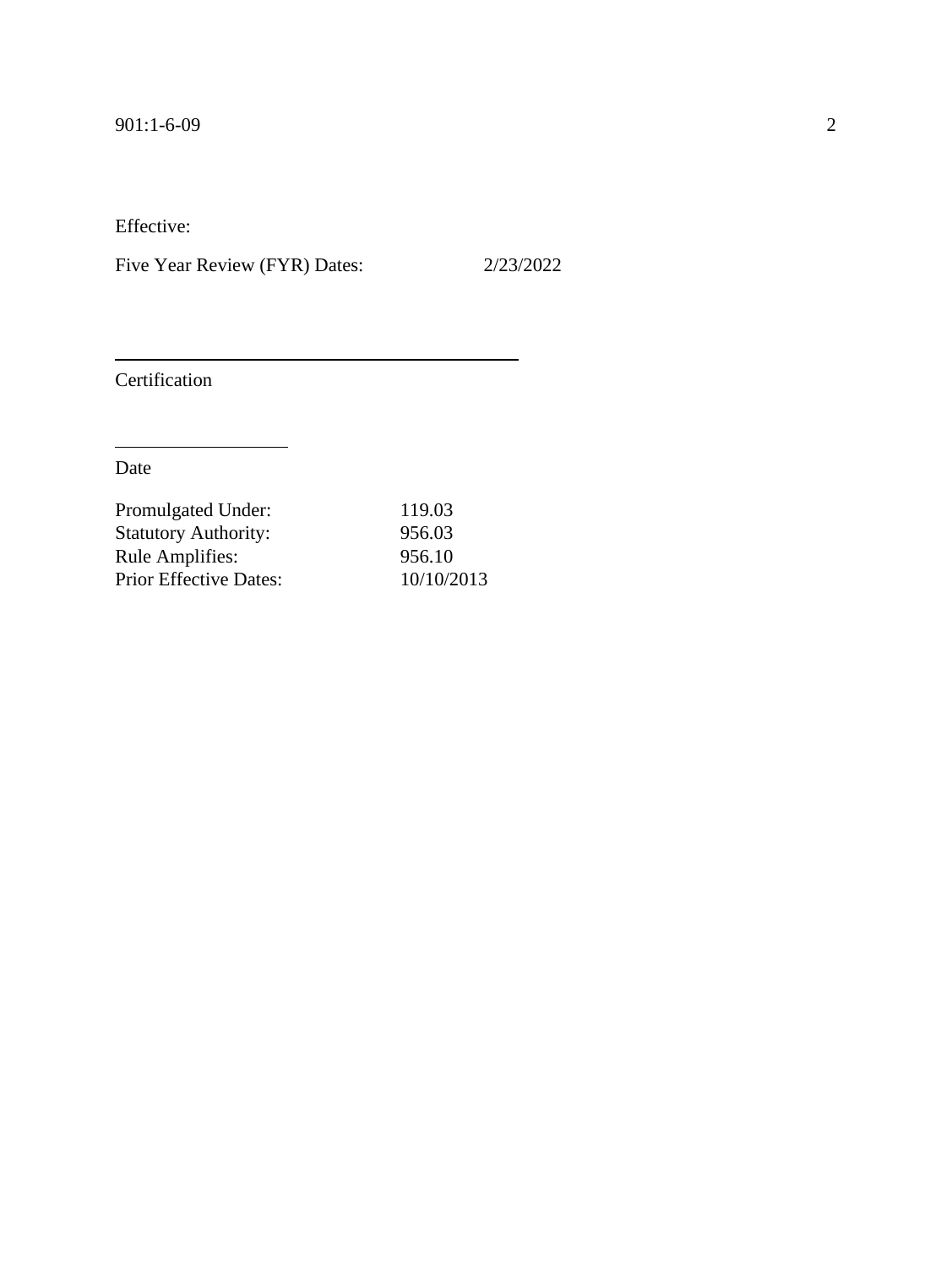Effective:

Five Year Review (FYR) Dates: 2/23/2022

_______________________________________

Certification

_______________

Date

| | |
|---|---|
| Promulgated Under: | 119.03 |
| Statutory Authority: | 956.03 |
| Rule Amplifies: | 956.10 |
| Prior Effective Dates: | 10/10/2013 |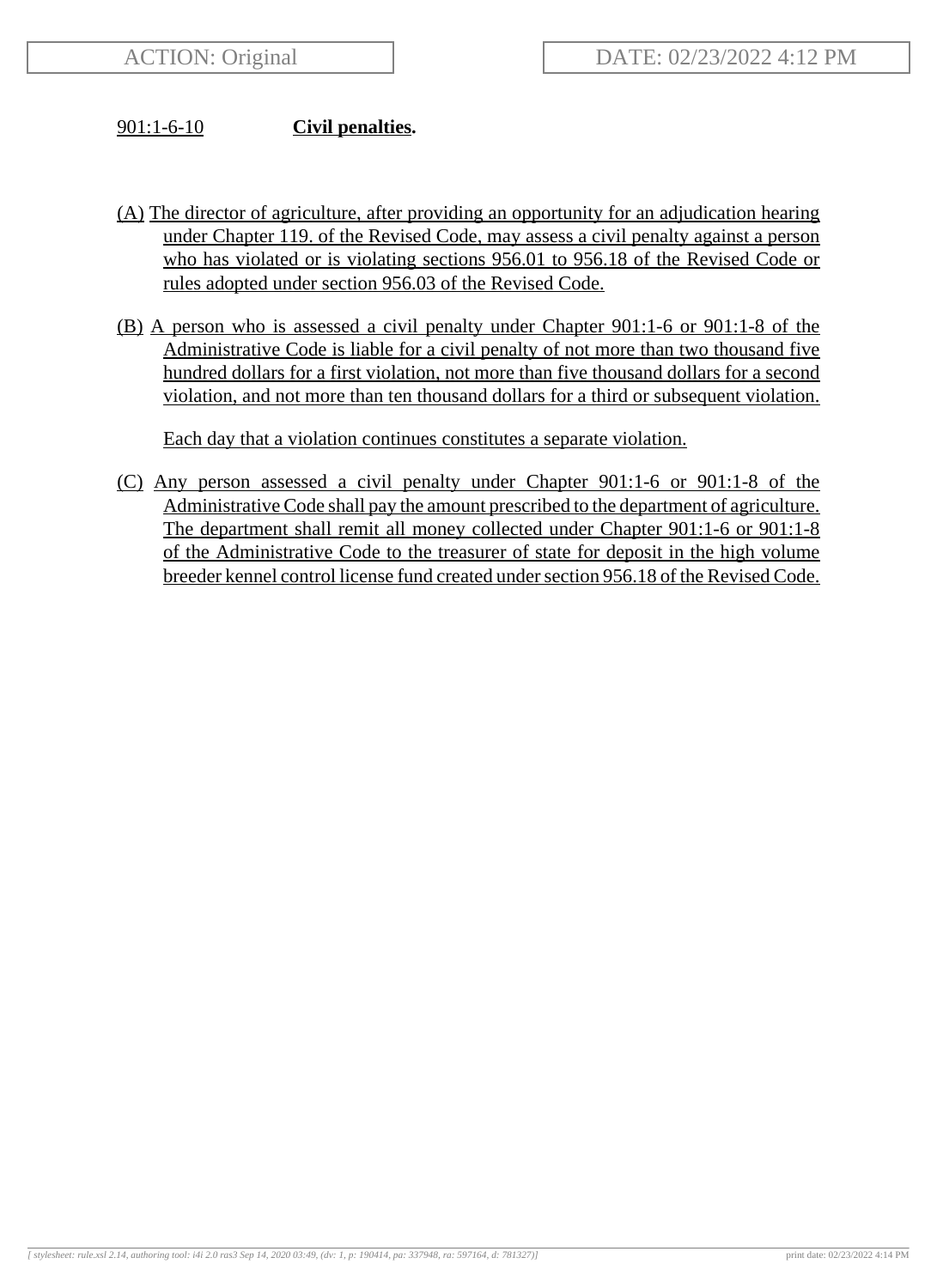901:1-6-10 **Civil penalties.**

(A) The director of agriculture, after providing an opportunity for an adjudication hearing under Chapter 119. of the Revised Code, may assess a civil penalty against a person who has violated or is violating sections 956.01 to 956.18 of the Revised Code or rules adopted under section 956.03 of the Revised Code.

(B) A person who is assessed a civil penalty under Chapter 901:1-6 or 901:1-8 of the Administrative Code is liable for a civil penalty of not more than two thousand five hundred dollars for a first violation, not more than five thousand dollars for a second violation, and not more than ten thousand dollars for a third or subsequent violation.

Each day that a violation continues constitutes a separate violation.

(C) Any person assessed a civil penalty under Chapter 901:1-6 or 901:1-8 of the Administrative Code shall pay the amount prescribed to the department of agriculture. The department shall remit all money collected under Chapter 901:1-6 or 901:1-8 of the Administrative Code to the treasurer of state for deposit in the high volume breeder kennel control license fund created under section 956.18 of the Revised Code.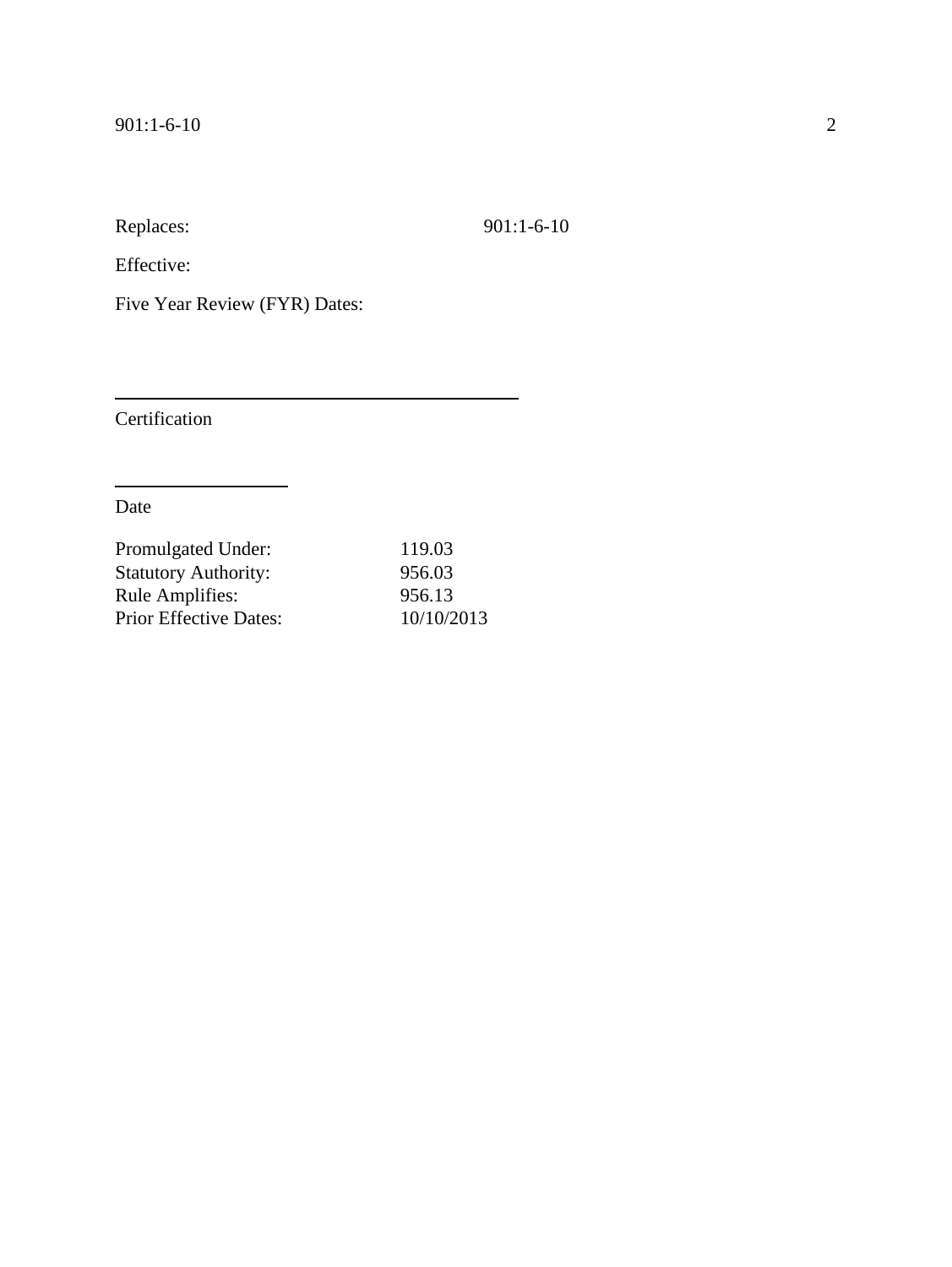Replaces: 901:1-6-10

Effective:

Five Year Review (FYR) Dates:

\_\_\_\_\_\_\_\_\_\_\_\_\_\_\_\_\_\_\_\_\_\_\_\_\_\_\_\_\_\_\_\_\_\_\_\_\_\_\_\_

Certification

\_\_\_\_\_\_\_\_\_\_\_\_\_\_\_\_\_\_

Date

| | |
|---|---|
| Promulgated Under: | 119.03 |
| Statutory Authority: | 956.03 |
| Rule Amplifies: | 956.13 |
| Prior Effective Dates: | 10/10/2013 |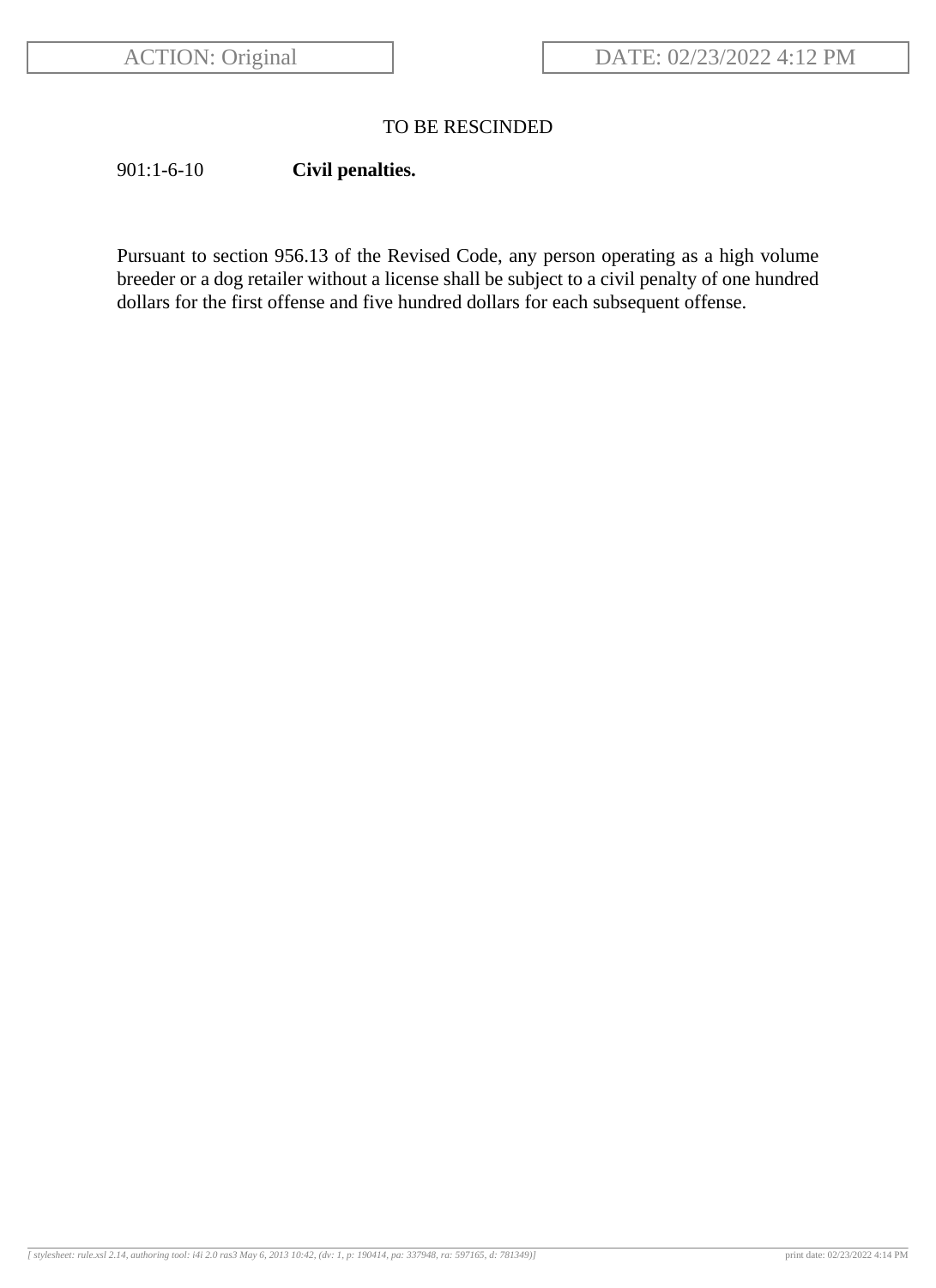ACTION: Original

DATE: 02/23/2022 4:12 PM

TO BE RESCINDED

901:1-6-10 **Civil penalties.**

Pursuant to section 956.13 of the Revised Code, any person operating as a high volume breeder or a dog retailer without a license shall be subject to a civil penalty of one hundred dollars for the first offense and five hundred dollars for each subsequent offense.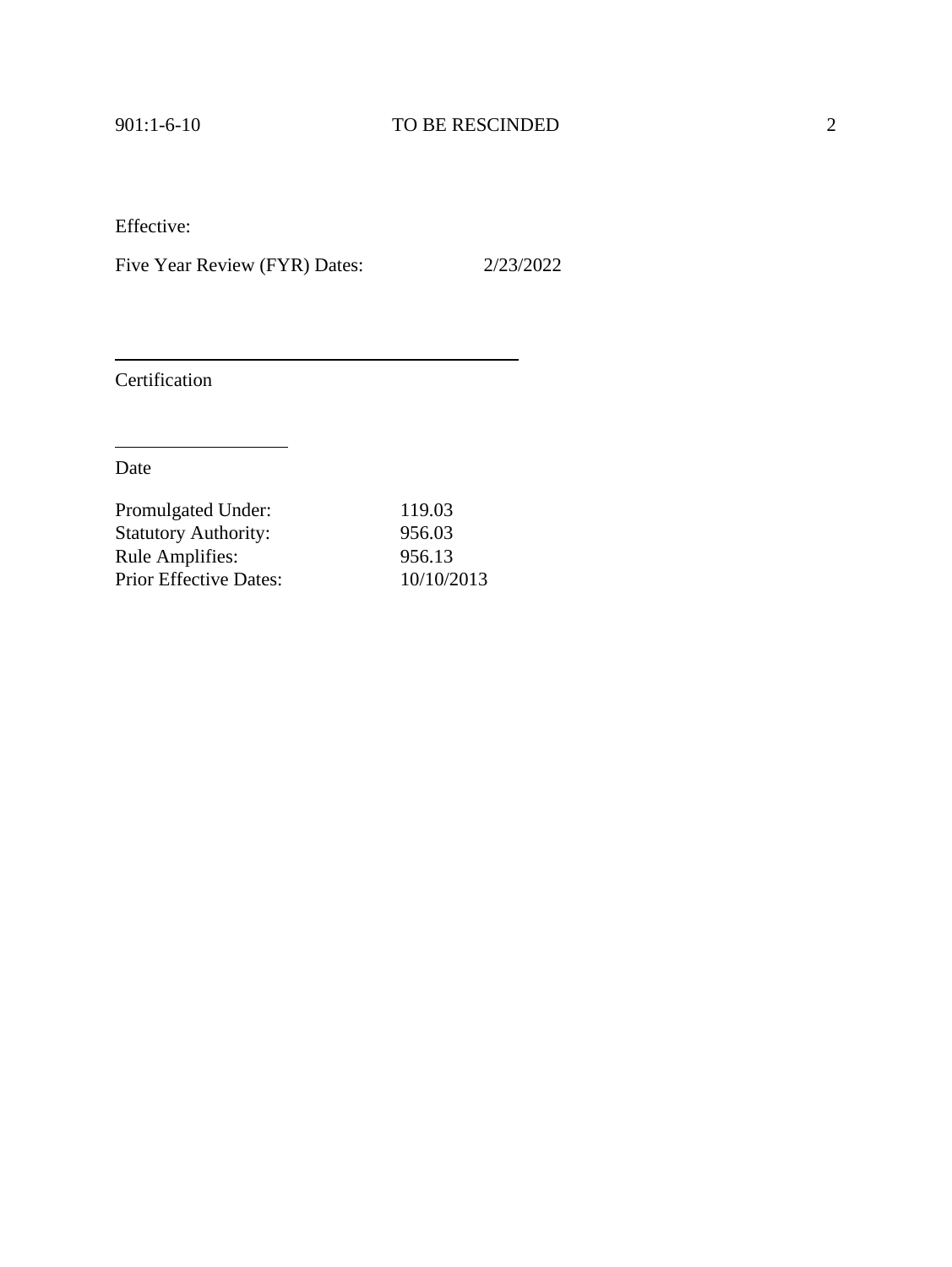Effective:

Five Year Review (FYR) Dates: 2/23/2022

\_\_\_\_\_\_\_\_\_\_\_\_\_\_\_\_\_\_\_\_\_\_\_\_\_\_\_\_\_\_\_\_\_\_\_\_\_\_\_\_

Certification

\_\_\_\_\_\_\_\_\_\_\_\_\_\_\_\_\_

Date

| | |
|---|---|
| Promulgated Under: | 119.03 |
| Statutory Authority: | 956.03 |
| Rule Amplifies: | 956.13 |
| Prior Effective Dates: | 10/10/2013 |